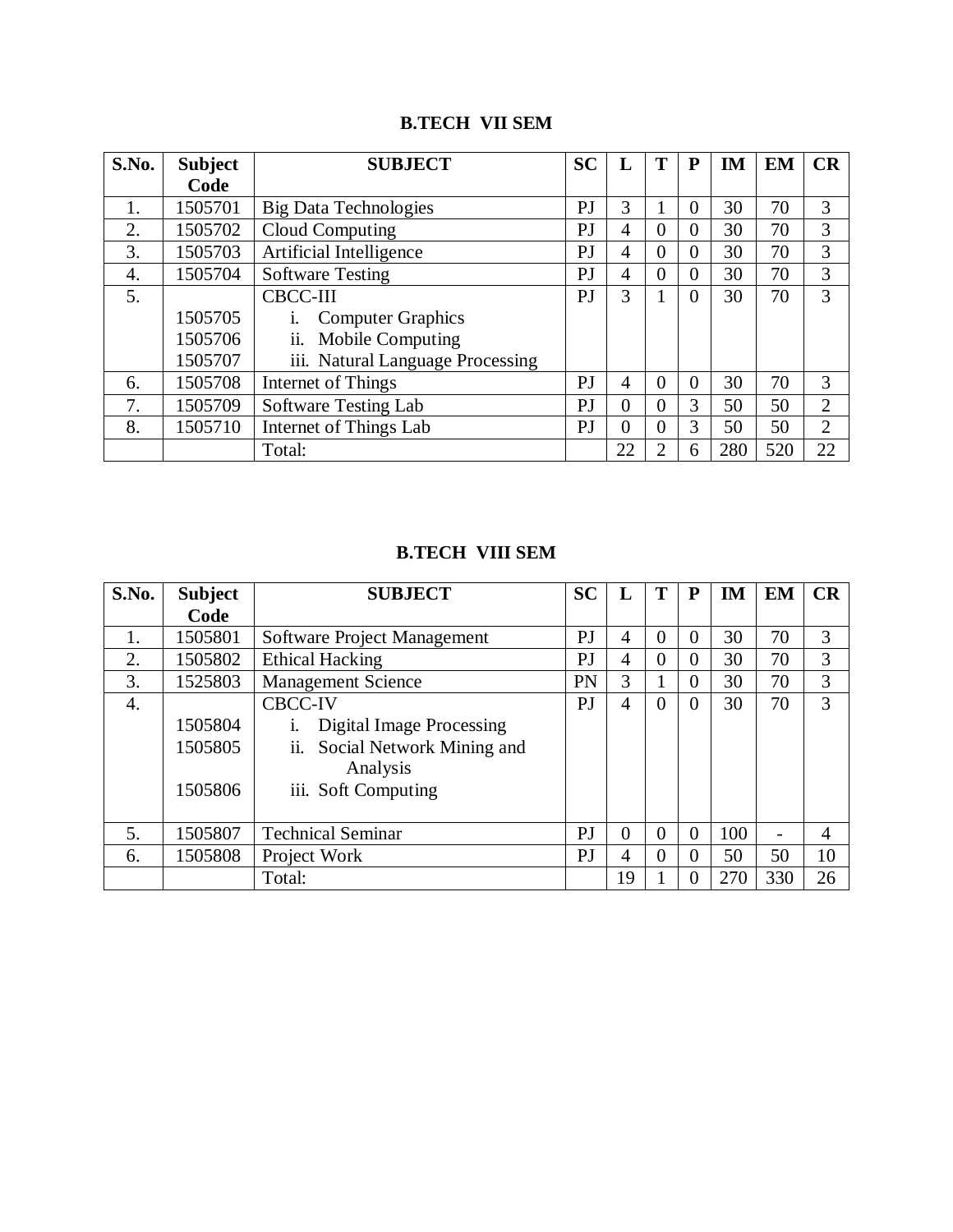## B.TECH VII SEM

| S.No. | Subject Code | SUBJECT | SC | L | T | P | IM | EM | CR |
|---|---|---|---|---|---|---|---|---|---|
| 1. | 1505701 | Big Data Technologies | PJ | 3 | 1 | 0 | 30 | 70 | 3 |
| 2. | 1505702 | Cloud Computing | PJ | 4 | 0 | 0 | 30 | 70 | 3 |
| 3. | 1505703 | Artificial Intelligence | PJ | 4 | 0 | 0 | 30 | 70 | 3 |
| 4. | 1505704 | Software Testing | PJ | 4 | 0 | 0 | 30 | 70 | 3 |
| 5. | <br>1505705<br>1505706<br>1505707 | CBCC-III<br>i. Computer Graphics<br>ii. Mobile Computing<br>iii. Natural Language Processing | PJ | 3 | 1 | 0 | 30 | 70 | 3 |
| 6. | 1505708 | Internet of Things | PJ | 4 | 0 | 0 | 30 | 70 | 3 |
| 7. | 1505709 | Software Testing Lab | PJ | 0 | 0 | 3 | 50 | 50 | 2 |
| 8. | 1505710 | Internet of Things Lab | PJ | 0 | 0 | 3 | 50 | 50 | 2 |
| | | Total: | | 22 | 2 | 6 | 280 | 520 | 22 |

## B.TECH VIII SEM

| S.No. | Subject Code | SUBJECT | SC | L | T | P | IM | EM | CR |
|---|---|---|---|---|---|---|---|---|---|
| 1. | 1505801 | Software Project Management | PJ | 4 | 0 | 0 | 30 | 70 | 3 |
| 2. | 1505802 | Ethical Hacking | PJ | 4 | 0 | 0 | 30 | 70 | 3 |
| 3. | 1525803 | Management Science | PN | 3 | 1 | 0 | 30 | 70 | 3 |
| 4. | <br>1505804<br>1505805<br><br>1505806 | CBCC-IV<br>i. Digital Image Processing<br>ii. Social Network Mining and Analysis<br>iii. Soft Computing | PJ | 4 | 0 | 0 | 30 | 70 | 3 |
| 5. | 1505807 | Technical Seminar | PJ | 0 | 0 | 0 | 100 | - | 4 |
| 6. | 1505808 | Project Work | PJ | 4 | 0 | 0 | 50 | 50 | 10 |
| | | Total: | | 19 | 1 | 0 | 270 | 330 | 26 |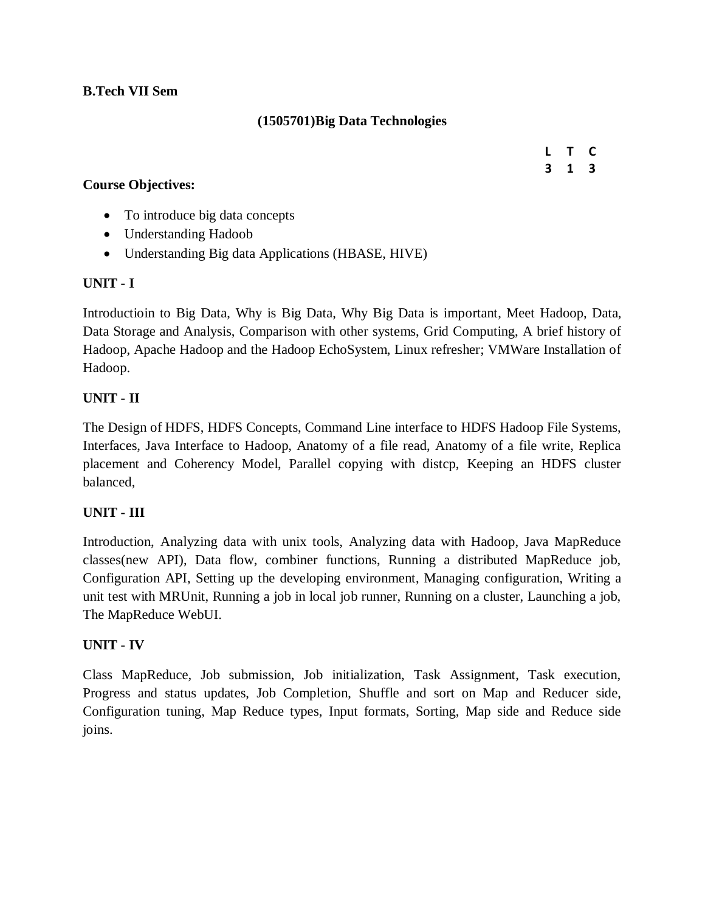**B.Tech VII Sem**

## (1505701)Big Data Technologies

| L | T | C |
|---|---|---|
| 3 | 1 | 3 |

**Course Objectives:**

- To introduce big data concepts
- Understanding Hadoob
- Understanding Big data Applications (HBASE, HIVE)

### UNIT - I

Introductioin to Big Data, Why is Big Data, Why Big Data is important, Meet Hadoop, Data, Data Storage and Analysis, Comparison with other systems, Grid Computing, A brief history of Hadoop, Apache Hadoop and the Hadoop EchoSystem, Linux refresher; VMWare Installation of Hadoop.

### UNIT - II

The Design of HDFS, HDFS Concepts, Command Line interface to HDFS Hadoop File Systems, Interfaces, Java Interface to Hadoop, Anatomy of a file read, Anatomy of a file write, Replica placement and Coherency Model, Parallel copying with distcp, Keeping an HDFS cluster balanced,

### UNIT - III

Introduction, Analyzing data with unix tools, Analyzing data with Hadoop, Java MapReduce classes(new API), Data flow, combiner functions, Running a distributed MapReduce job, Configuration API, Setting up the developing environment, Managing configuration, Writing a unit test with MRUnit, Running a job in local job runner, Running on a cluster, Launching a job, The MapReduce WebUI.

### UNIT - IV

Class MapReduce, Job submission, Job initialization, Task Assignment, Task execution, Progress and status updates, Job Completion, Shuffle and sort on Map and Reducer side, Configuration tuning, Map Reduce types, Input formats, Sorting, Map side and Reduce side joins.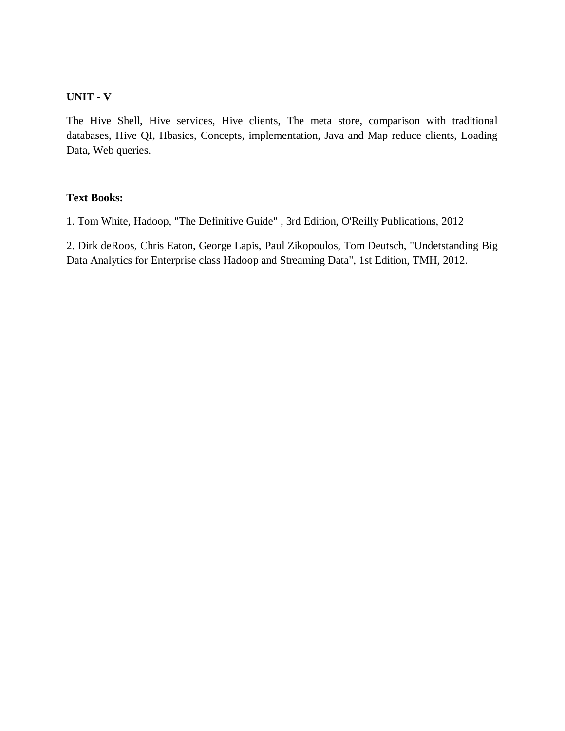**UNIT - V**

The Hive Shell, Hive services, Hive clients, The meta store, comparison with traditional databases, Hive QI, Hbasics, Concepts, implementation, Java and Map reduce clients, Loading Data, Web queries.

**Text Books:**

1. Tom White, Hadoop, "The Definitive Guide" , 3rd Edition, O'Reilly Publications, 2012

2. Dirk deRoos, Chris Eaton, George Lapis, Paul Zikopoulos, Tom Deutsch, "Undetstanding Big Data Analytics for Enterprise class Hadoop and Streaming Data", 1st Edition, TMH, 2012.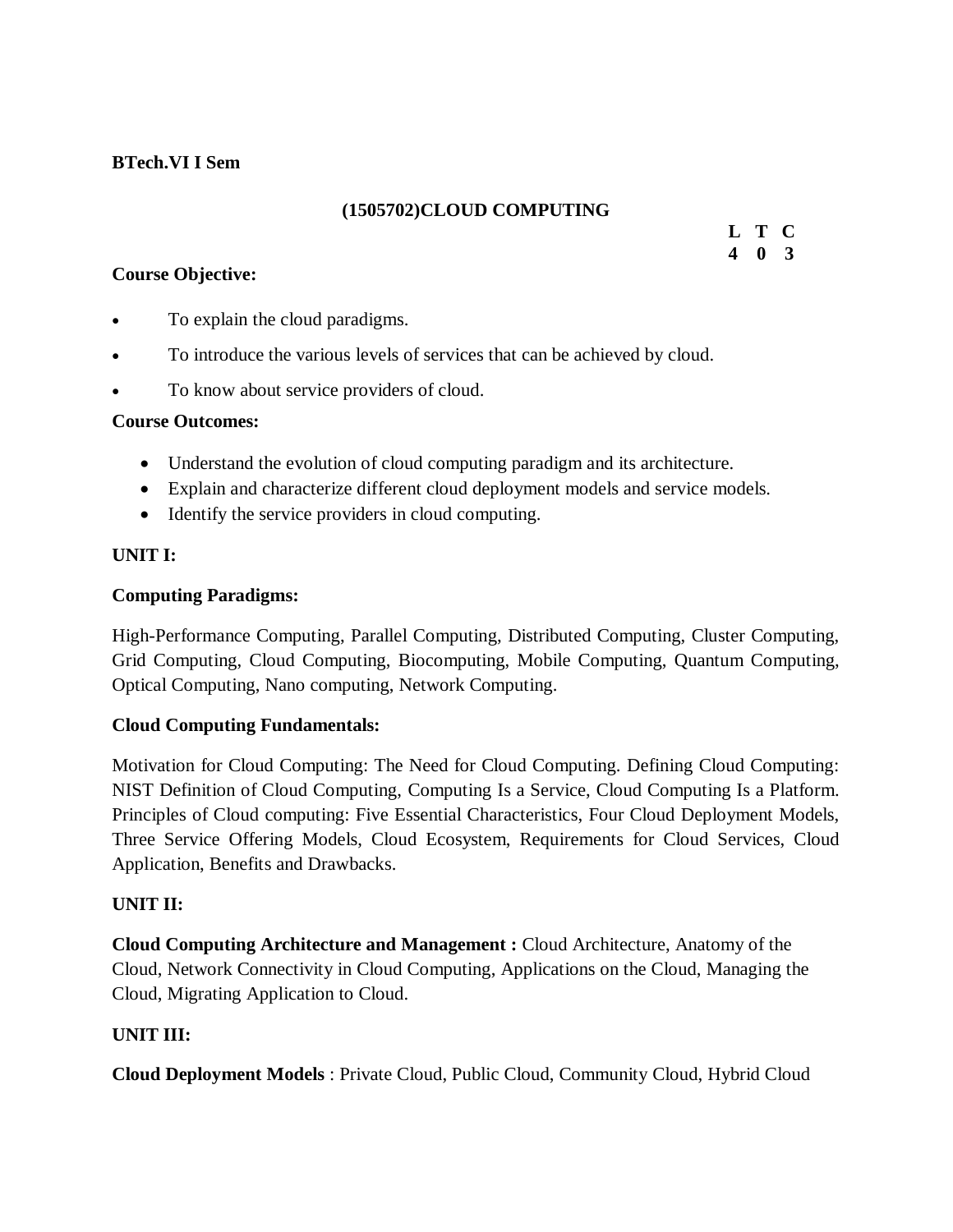**BTech.VI I Sem**

## (1505702)CLOUD COMPUTING

| L | T | C |
|---|---|---|
| 4 | 0 | 3 |

**Course Objective:**

- To explain the cloud paradigms.
- To introduce the various levels of services that can be achieved by cloud.
- To know about service providers of cloud.

**Course Outcomes:**

- Understand the evolution of cloud computing paradigm and its architecture.
- Explain and characterize different cloud deployment models and service models.
- Identify the service providers in cloud computing.

**UNIT I:**

**Computing Paradigms:**

High-Performance Computing, Parallel Computing, Distributed Computing, Cluster Computing, Grid Computing, Cloud Computing, Biocomputing, Mobile Computing, Quantum Computing, Optical Computing, Nano computing, Network Computing.

**Cloud Computing Fundamentals:**

Motivation for Cloud Computing: The Need for Cloud Computing. Defining Cloud Computing: NIST Definition of Cloud Computing, Computing Is a Service, Cloud Computing Is a Platform. Principles of Cloud computing: Five Essential Characteristics, Four Cloud Deployment Models, Three Service Offering Models, Cloud Ecosystem, Requirements for Cloud Services, Cloud Application, Benefits and Drawbacks.

**UNIT II:**

**Cloud Computing Architecture and Management :** Cloud Architecture, Anatomy of the Cloud, Network Connectivity in Cloud Computing, Applications on the Cloud, Managing the Cloud, Migrating Application to Cloud.

**UNIT III:**

**Cloud Deployment Models** : Private Cloud, Public Cloud, Community Cloud, Hybrid Cloud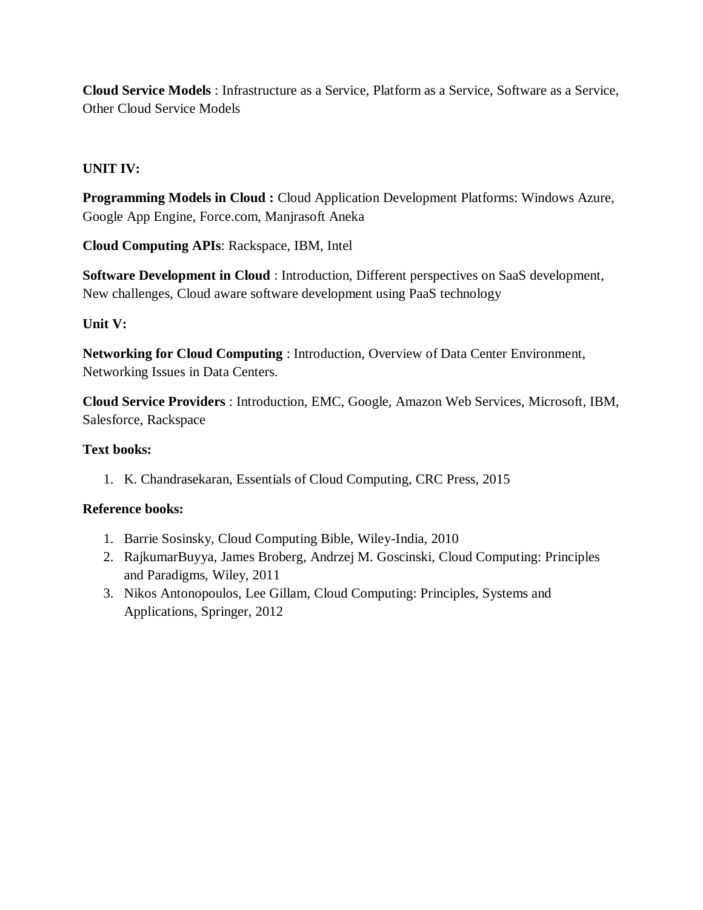**Cloud Service Models** : Infrastructure as a Service, Platform as a Service, Software as a Service, Other Cloud Service Models

**UNIT IV:**

**Programming Models in Cloud :** Cloud Application Development Platforms: Windows Azure, Google App Engine, Force.com, Manjrasoft Aneka

**Cloud Computing APIs**: Rackspace, IBM, Intel

**Software Development in Cloud** : Introduction, Different perspectives on SaaS development, New challenges, Cloud aware software development using PaaS technology

**Unit V:**

**Networking for Cloud Computing** : Introduction, Overview of Data Center Environment, Networking Issues in Data Centers.

**Cloud Service Providers** : Introduction, EMC, Google, Amazon Web Services, Microsoft, IBM, Salesforce, Rackspace

**Text books:**

1. K. Chandrasekaran, Essentials of Cloud Computing, CRC Press, 2015

**Reference books:**

1. Barrie Sosinsky, Cloud Computing Bible, Wiley-India, 2010
2. RajkumarBuyya, James Broberg, Andrzej M. Goscinski, Cloud Computing: Principles and Paradigms, Wiley, 2011
3. Nikos Antonopoulos, Lee Gillam, Cloud Computing: Principles, Systems and Applications, Springer, 2012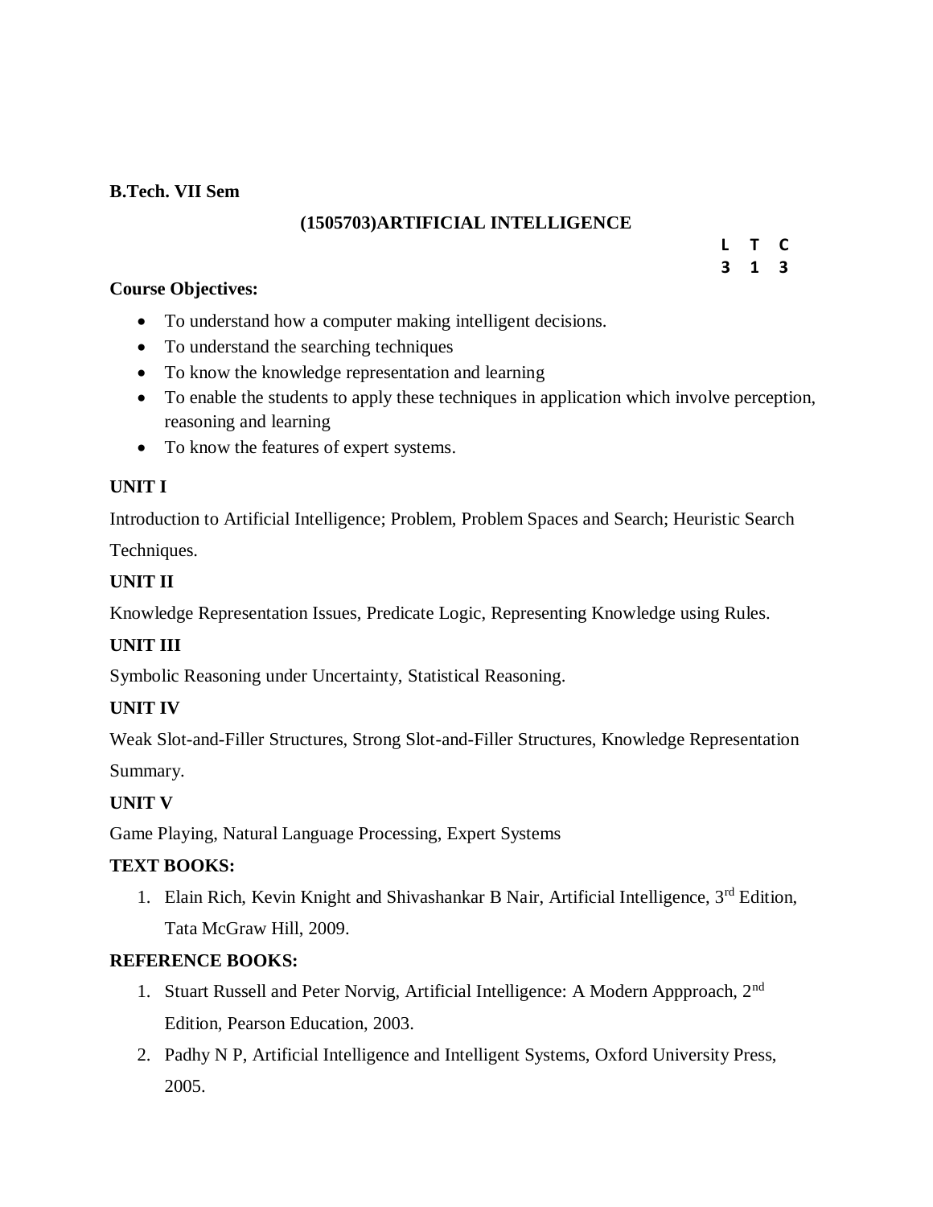**B.Tech. VII Sem**

## (1505703)ARTIFICIAL INTELLIGENCE

| L | T | C |
|---|---|---|
| 3 | 1 | 3 |

**Course Objectives:**

- To understand how a computer making intelligent decisions.
- To understand the searching techniques
- To know the knowledge representation and learning
- To enable the students to apply these techniques in application which involve perception, reasoning and learning
- To know the features of expert systems.

**UNIT I**

Introduction to Artificial Intelligence; Problem, Problem Spaces and Search; Heuristic Search Techniques.

**UNIT II**

Knowledge Representation Issues, Predicate Logic, Representing Knowledge using Rules.

**UNIT III**

Symbolic Reasoning under Uncertainty, Statistical Reasoning.

**UNIT IV**

Weak Slot-and-Filler Structures, Strong Slot-and-Filler Structures, Knowledge Representation Summary.

**UNIT V**

Game Playing, Natural Language Processing, Expert Systems

**TEXT BOOKS:**

1. Elain Rich, Kevin Knight and Shivashankar B Nair, Artificial Intelligence, 3rd Edition, Tata McGraw Hill, 2009.

**REFERENCE BOOKS:**

1. Stuart Russell and Peter Norvig, Artificial Intelligence: A Modern Appproach, 2nd Edition, Pearson Education, 2003.
2. Padhy N P, Artificial Intelligence and Intelligent Systems, Oxford University Press, 2005.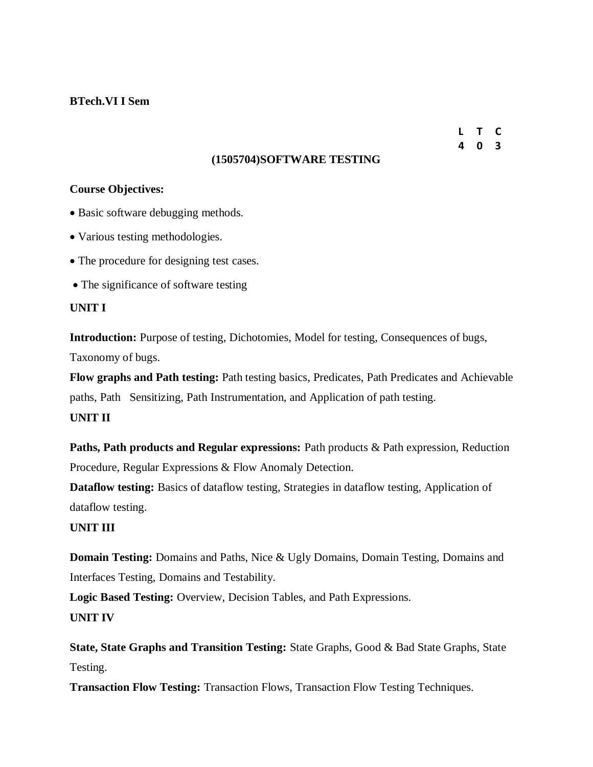**BTech.VI I Sem**

| L | T | C |
|---|---|---|
| 4 | 0 | 3 |

## (1505704)SOFTWARE TESTING

**Course Objectives:**

- Basic software debugging methods.
- Various testing methodologies.
- The procedure for designing test cases.
- The significance of software testing

### UNIT I

**Introduction:** Purpose of testing, Dichotomies, Model for testing, Consequences of bugs, Taxonomy of bugs.

**Flow graphs and Path testing:** Path testing basics, Predicates, Path Predicates and Achievable paths, Path Sensitizing, Path Instrumentation, and Application of path testing.

### UNIT II

**Paths, Path products and Regular expressions:** Path products & Path expression, Reduction Procedure, Regular Expressions & Flow Anomaly Detection.

**Dataflow testing:** Basics of dataflow testing, Strategies in dataflow testing, Application of dataflow testing.

### UNIT III

**Domain Testing:** Domains and Paths, Nice & Ugly Domains, Domain Testing, Domains and Interfaces Testing, Domains and Testability.

**Logic Based Testing:** Overview, Decision Tables, and Path Expressions.

### UNIT IV

**State, State Graphs and Transition Testing:** State Graphs, Good & Bad State Graphs, State Testing.

**Transaction Flow Testing:** Transaction Flows, Transaction Flow Testing Techniques.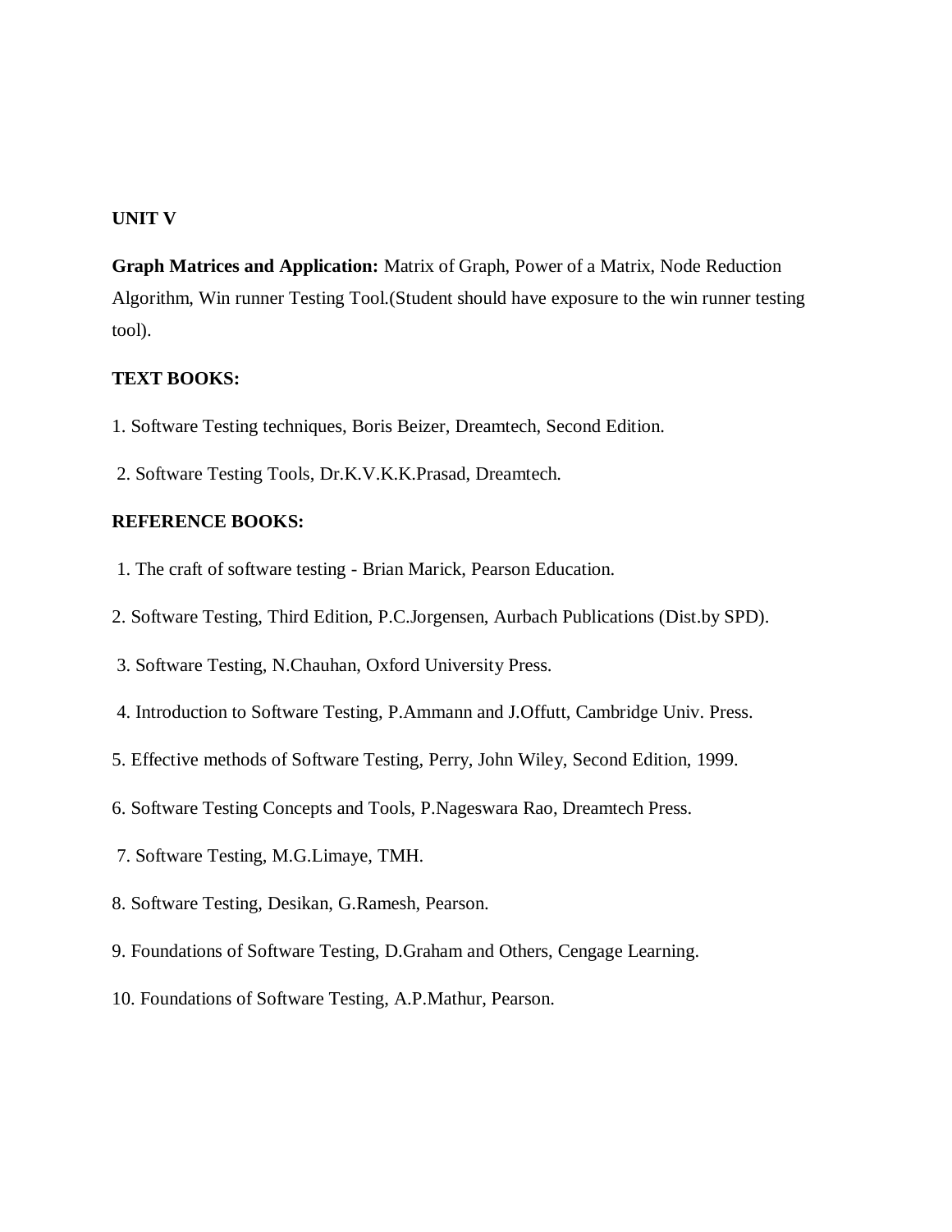**UNIT V**

**Graph Matrices and Application:** Matrix of Graph, Power of a Matrix, Node Reduction Algorithm, Win runner Testing Tool.(Student should have exposure to the win runner testing tool).

**TEXT BOOKS:**

1. Software Testing techniques, Boris Beizer, Dreamtech, Second Edition.
2. Software Testing Tools, Dr.K.V.K.K.Prasad, Dreamtech.

**REFERENCE BOOKS:**

1. The craft of software testing - Brian Marick, Pearson Education.
2. Software Testing, Third Edition, P.C.Jorgensen, Aurbach Publications (Dist.by SPD).
3. Software Testing, N.Chauhan, Oxford University Press.
4. Introduction to Software Testing, P.Ammann and J.Offutt, Cambridge Univ. Press.
5. Effective methods of Software Testing, Perry, John Wiley, Second Edition, 1999.
6. Software Testing Concepts and Tools, P.Nageswara Rao, Dreamtech Press.
7. Software Testing, M.G.Limaye, TMH.
8. Software Testing, Desikan, G.Ramesh, Pearson.
9. Foundations of Software Testing, D.Graham and Others, Cengage Learning.
10. Foundations of Software Testing, A.P.Mathur, Pearson.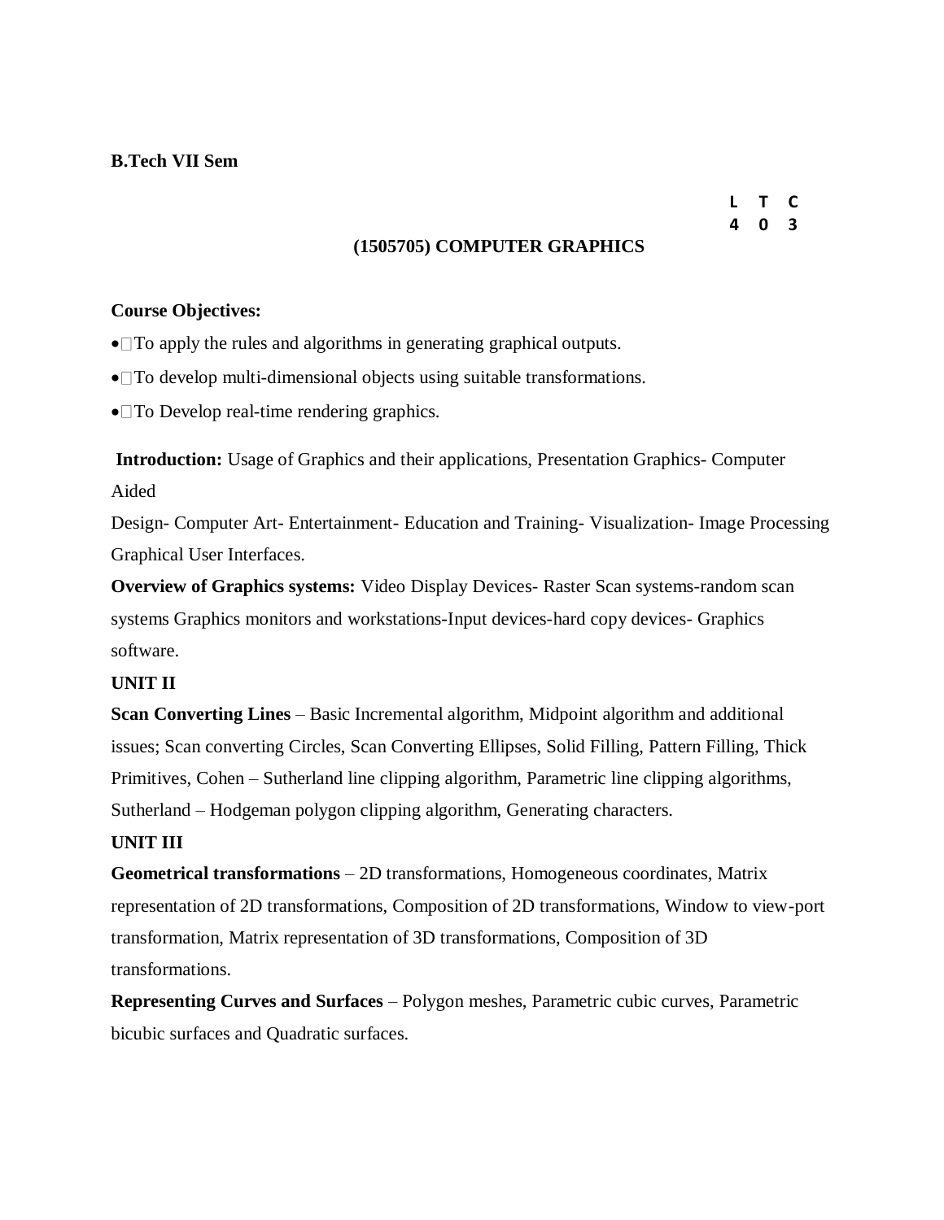**B.Tech VII Sem**

| L | T | C |
|---|---|---|
| 4 | 0 | 3 |

## (1505705) COMPUTER GRAPHICS

**Course Objectives:**

- To apply the rules and algorithms in generating graphical outputs.
- To develop multi-dimensional objects using suitable transformations.
- To Develop real-time rendering graphics.

**Introduction:** Usage of Graphics and their applications, Presentation Graphics- Computer Aided

Design- Computer Art- Entertainment- Education and Training- Visualization- Image Processing Graphical User Interfaces.

**Overview of Graphics systems:** Video Display Devices- Raster Scan systems-random scan systems Graphics monitors and workstations-Input devices-hard copy devices- Graphics software.

**UNIT II**

**Scan Converting Lines** – Basic Incremental algorithm, Midpoint algorithm and additional issues; Scan converting Circles, Scan Converting Ellipses, Solid Filling, Pattern Filling, Thick Primitives, Cohen – Sutherland line clipping algorithm, Parametric line clipping algorithms, Sutherland – Hodgeman polygon clipping algorithm, Generating characters.

**UNIT III**

**Geometrical transformations** – 2D transformations, Homogeneous coordinates, Matrix representation of 2D transformations, Composition of 2D transformations, Window to view-port transformation, Matrix representation of 3D transformations, Composition of 3D transformations.

**Representing Curves and Surfaces** – Polygon meshes, Parametric cubic curves, Parametric bicubic surfaces and Quadratic surfaces.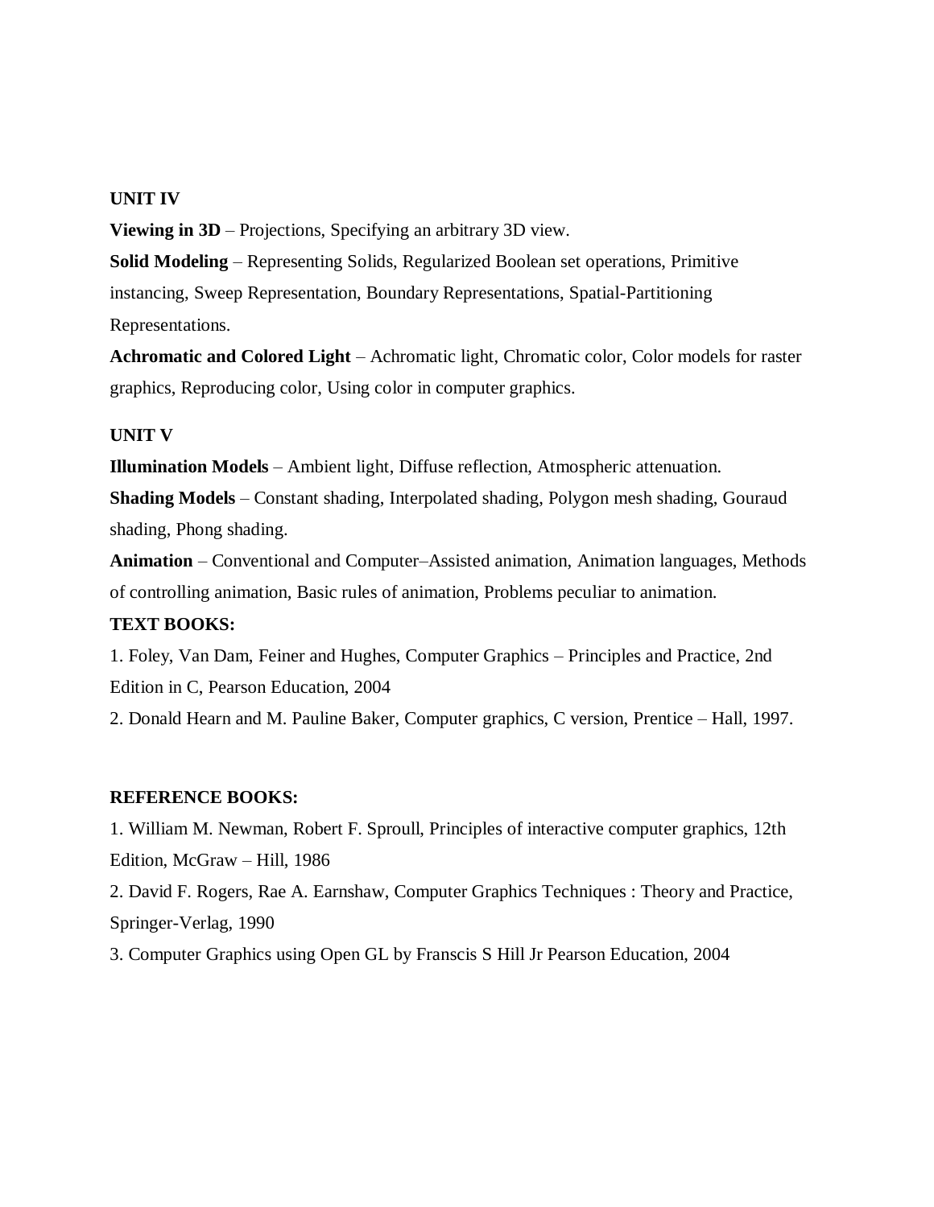**UNIT IV**

**Viewing in 3D** – Projections, Specifying an arbitrary 3D view.

**Solid Modeling** – Representing Solids, Regularized Boolean set operations, Primitive instancing, Sweep Representation, Boundary Representations, Spatial-Partitioning Representations.

**Achromatic and Colored Light** – Achromatic light, Chromatic color, Color models for raster graphics, Reproducing color, Using color in computer graphics.

**UNIT V**

**Illumination Models** – Ambient light, Diffuse reflection, Atmospheric attenuation.

**Shading Models** – Constant shading, Interpolated shading, Polygon mesh shading, Gouraud shading, Phong shading.

**Animation** – Conventional and Computer–Assisted animation, Animation languages, Methods of controlling animation, Basic rules of animation, Problems peculiar to animation.

**TEXT BOOKS:**

1. Foley, Van Dam, Feiner and Hughes, Computer Graphics – Principles and Practice, 2nd Edition in C, Pearson Education, 2004
2. Donald Hearn and M. Pauline Baker, Computer graphics, C version, Prentice – Hall, 1997.

**REFERENCE BOOKS:**

1. William M. Newman, Robert F. Sproull, Principles of interactive computer graphics, 12th Edition, McGraw – Hill, 1986
2. David F. Rogers, Rae A. Earnshaw, Computer Graphics Techniques : Theory and Practice, Springer-Verlag, 1990
3. Computer Graphics using Open GL by Franscis S Hill Jr Pearson Education, 2004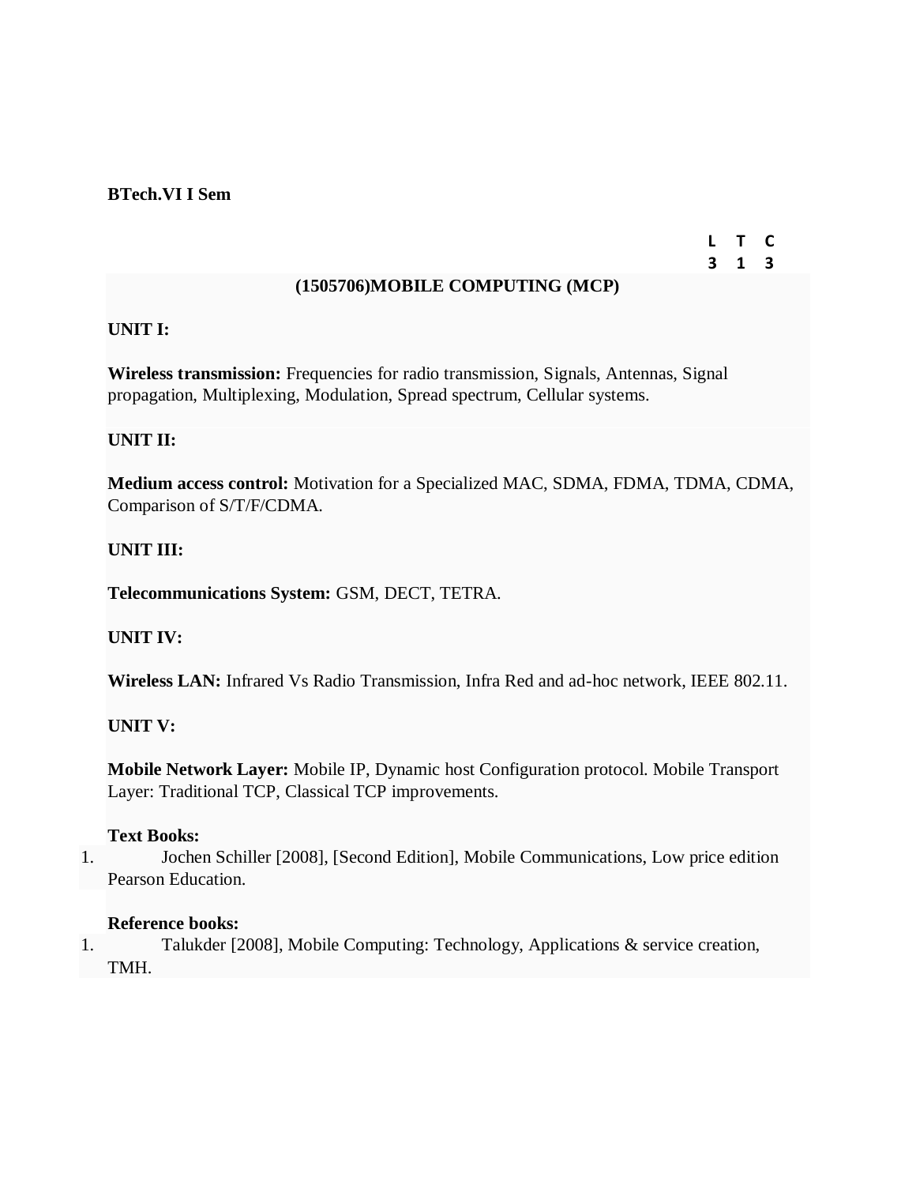**BTech.VI I Sem**

| L | T | C |
|---|---|---|
| 3 | 1 | 3 |

## (1505706)MOBILE COMPUTING (MCP)

**UNIT I:**

**Wireless transmission:** Frequencies for radio transmission, Signals, Antennas, Signal propagation, Multiplexing, Modulation, Spread spectrum, Cellular systems.

**UNIT II:**

**Medium access control:** Motivation for a Specialized MAC, SDMA, FDMA, TDMA, CDMA, Comparison of S/T/F/CDMA.

**UNIT III:**

**Telecommunications System:** GSM, DECT, TETRA.

**UNIT IV:**

**Wireless LAN:** Infrared Vs Radio Transmission, Infra Red and ad-hoc network, IEEE 802.11.

**UNIT V:**

**Mobile Network Layer:** Mobile IP, Dynamic host Configuration protocol. Mobile Transport Layer: Traditional TCP, Classical TCP improvements.

**Text Books:**

1. Jochen Schiller [2008], [Second Edition], Mobile Communications, Low price edition Pearson Education.

**Reference books:**

1. Talukder [2008], Mobile Computing: Technology, Applications & service creation, TMH.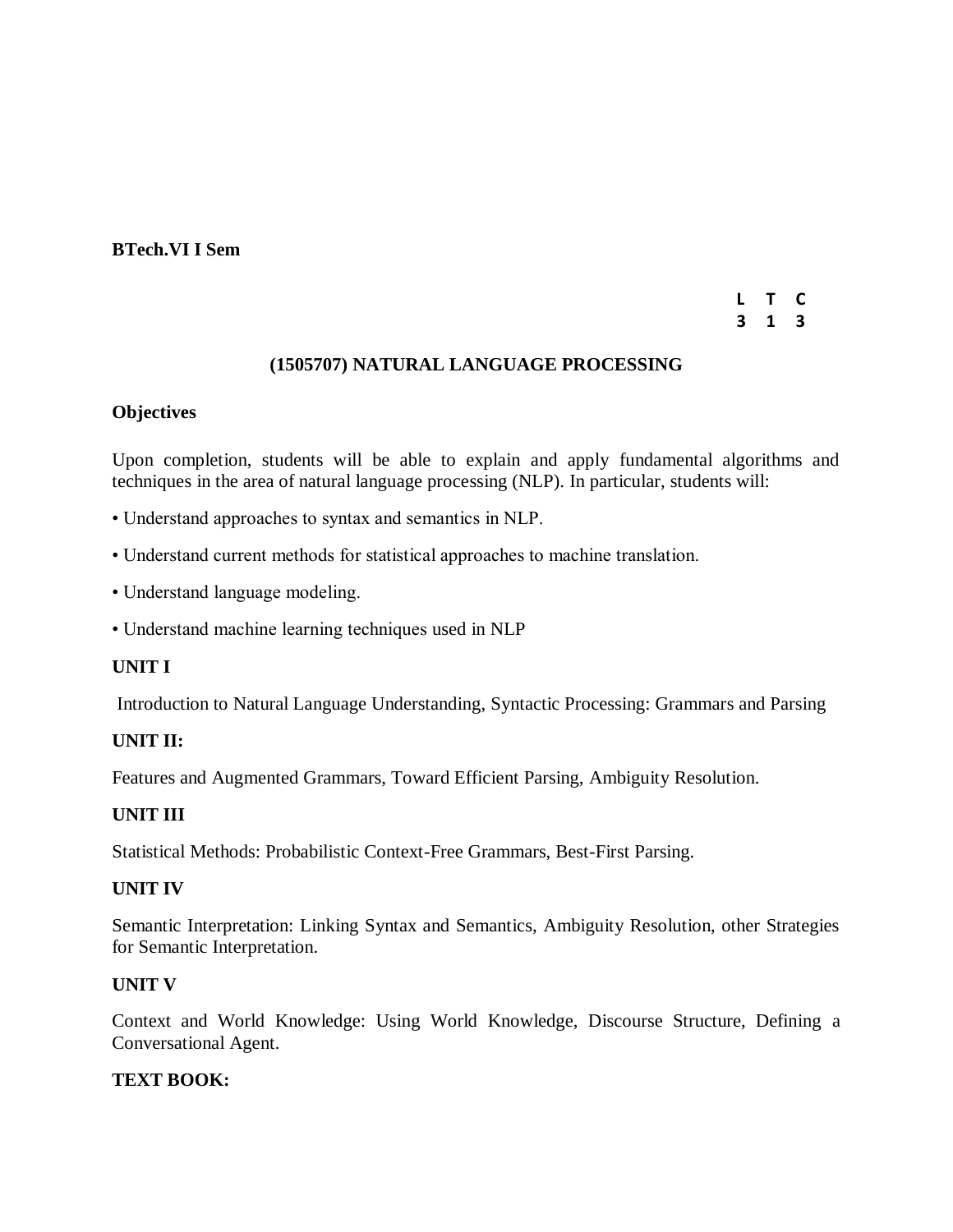**BTech.VI I Sem**

| L | T | C |
|---|---|---|
| 3 | 1 | 3 |

## (1505707) NATURAL LANGUAGE PROCESSING

### Objectives

Upon completion, students will be able to explain and apply fundamental algorithms and techniques in the area of natural language processing (NLP). In particular, students will:

- Understand approaches to syntax and semantics in NLP.
- Understand current methods for statistical approaches to machine translation.
- Understand language modeling.
- Understand machine learning techniques used in NLP

### UNIT I

Introduction to Natural Language Understanding, Syntactic Processing: Grammars and Parsing

### UNIT II:

Features and Augmented Grammars, Toward Efficient Parsing, Ambiguity Resolution.

### UNIT III

Statistical Methods: Probabilistic Context-Free Grammars, Best-First Parsing.

### UNIT IV

Semantic Interpretation: Linking Syntax and Semantics, Ambiguity Resolution, other Strategies for Semantic Interpretation.

### UNIT V

Context and World Knowledge: Using World Knowledge, Discourse Structure, Defining a Conversational Agent.

### TEXT BOOK: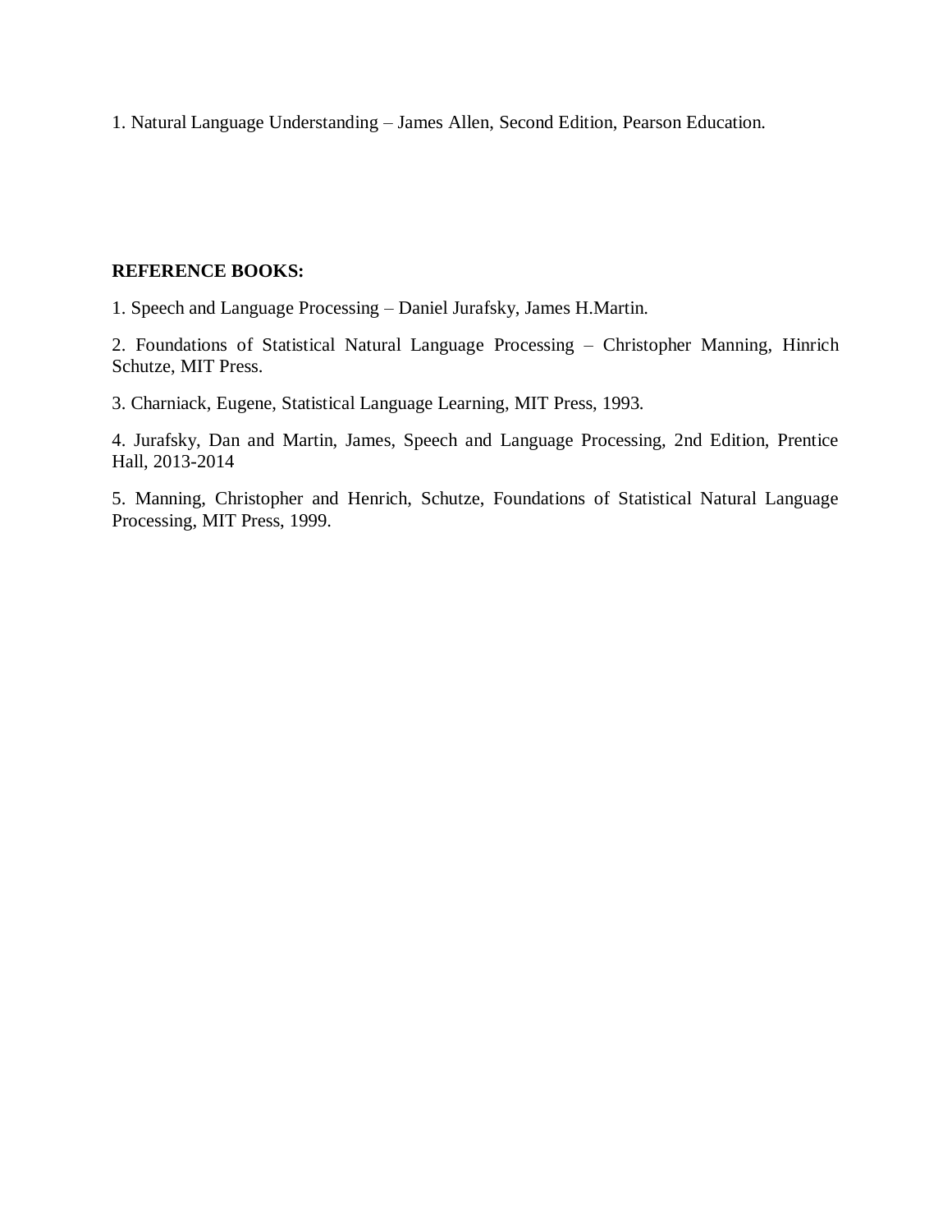1. Natural Language Understanding – James Allen, Second Edition, Pearson Education.

**REFERENCE BOOKS:**

1. Speech and Language Processing – Daniel Jurafsky, James H.Martin.

2. Foundations of Statistical Natural Language Processing – Christopher Manning, Hinrich Schutze, MIT Press.

3. Charniack, Eugene, Statistical Language Learning, MIT Press, 1993.

4. Jurafsky, Dan and Martin, James, Speech and Language Processing, 2nd Edition, Prentice Hall, 2013-2014

5. Manning, Christopher and Henrich, Schutze, Foundations of Statistical Natural Language Processing, MIT Press, 1999.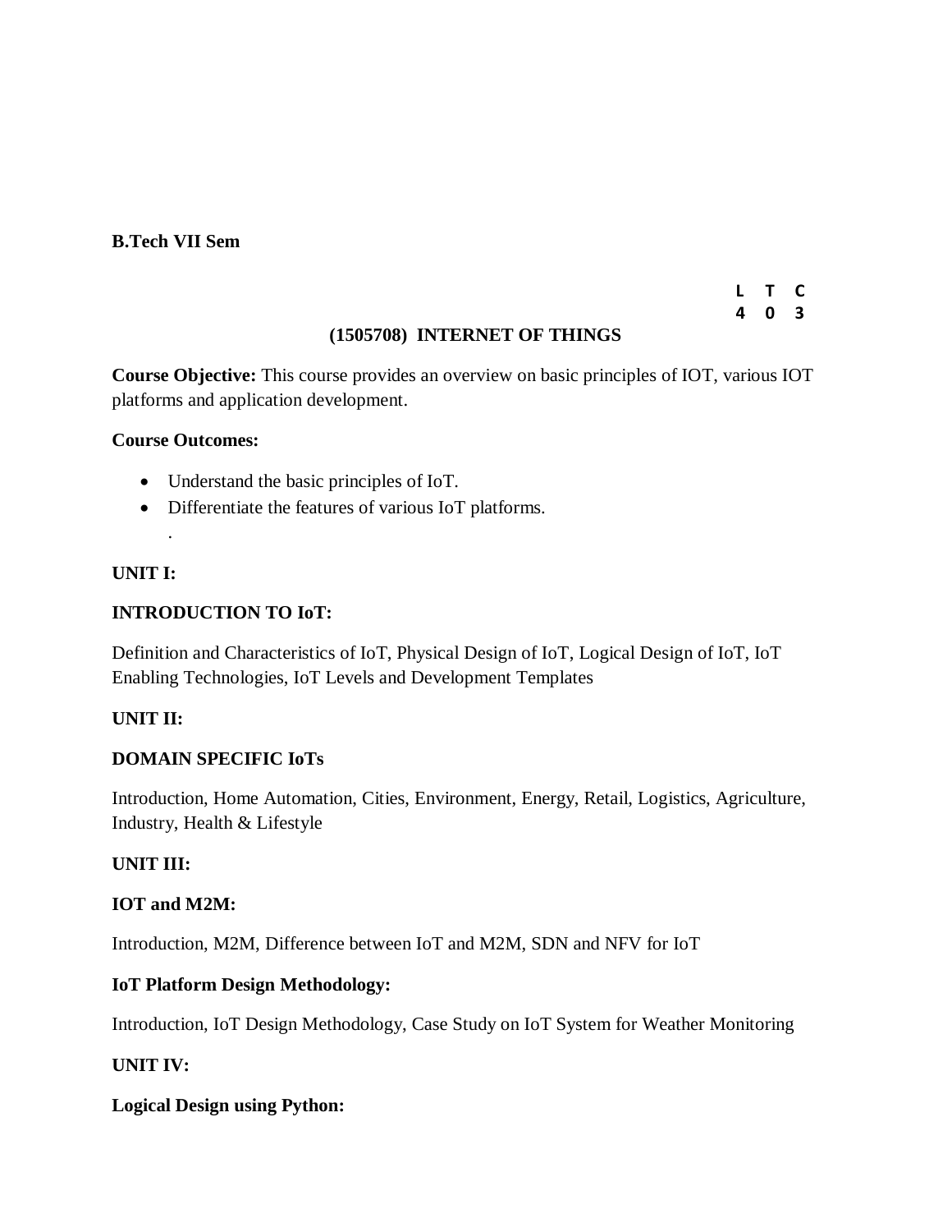**B.Tech VII Sem**

| L | T | C |
|---|---|---|
| 4 | 0 | 3 |

## (1505708) INTERNET OF THINGS

**Course Objective:** This course provides an overview on basic principles of IOT, various IOT platforms and application development.

**Course Outcomes:**

- Understand the basic principles of IoT.
- Differentiate the features of various IoT platforms.

.

**UNIT I:**

**INTRODUCTION TO IoT:**

Definition and Characteristics of IoT, Physical Design of IoT, Logical Design of IoT, IoT Enabling Technologies, IoT Levels and Development Templates

**UNIT II:**

**DOMAIN SPECIFIC IoTs**

Introduction, Home Automation, Cities, Environment, Energy, Retail, Logistics, Agriculture, Industry, Health & Lifestyle

**UNIT III:**

**IOT and M2M:**

Introduction, M2M, Difference between IoT and M2M, SDN and NFV for IoT

**IoT Platform Design Methodology:**

Introduction, IoT Design Methodology, Case Study on IoT System for Weather Monitoring

**UNIT IV:**

**Logical Design using Python:**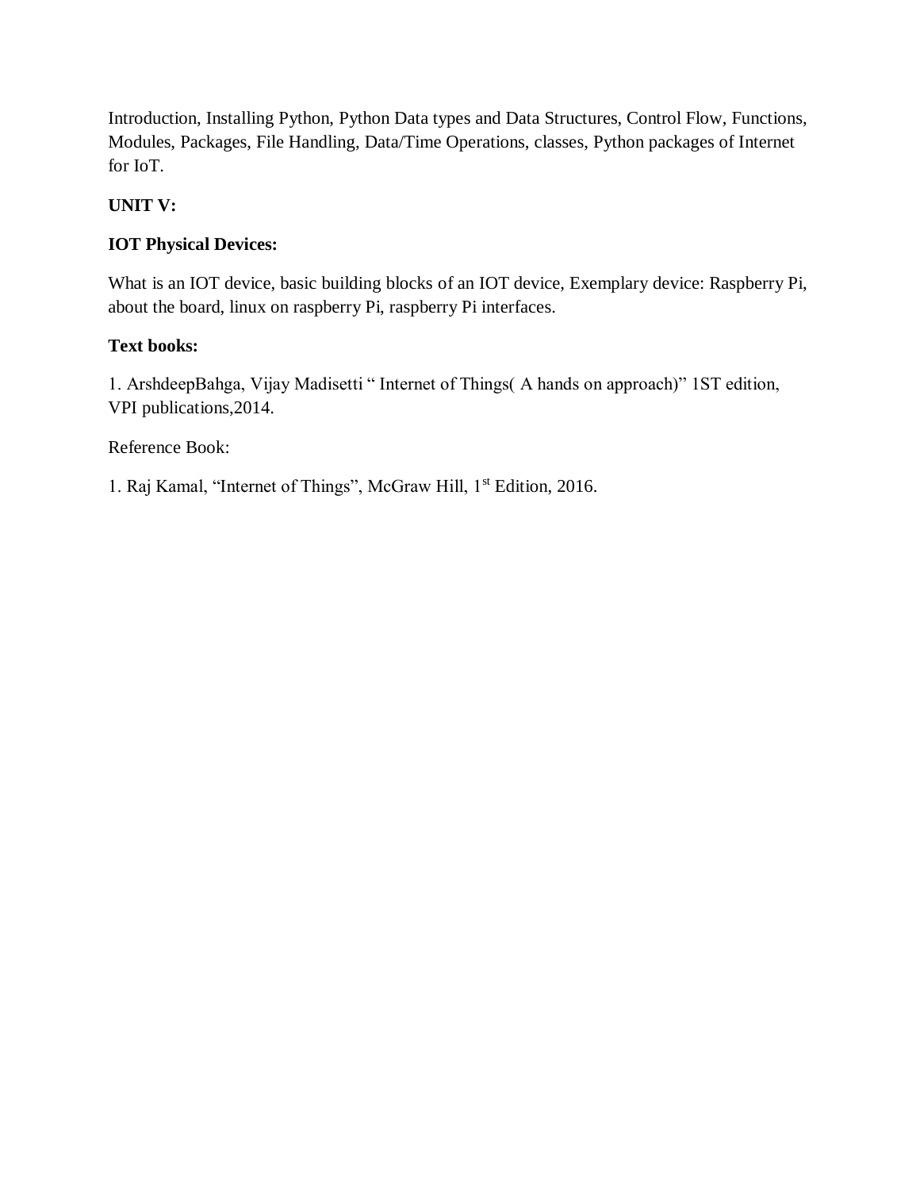Introduction, Installing Python, Python Data types and Data Structures, Control Flow, Functions, Modules, Packages, File Handling, Data/Time Operations, classes, Python packages of Internet for IoT.

**UNIT V:**

**IOT Physical Devices:**

What is an IOT device, basic building blocks of an IOT device, Exemplary device: Raspberry Pi, about the board, linux on raspberry Pi, raspberry Pi interfaces.

**Text books:**

1. ArshdeepBahga, Vijay Madisetti " Internet of Things( A hands on approach)" 1ST edition, VPI publications,2014.

Reference Book:

1. Raj Kamal, "Internet of Things", McGraw Hill, 1st Edition, 2016.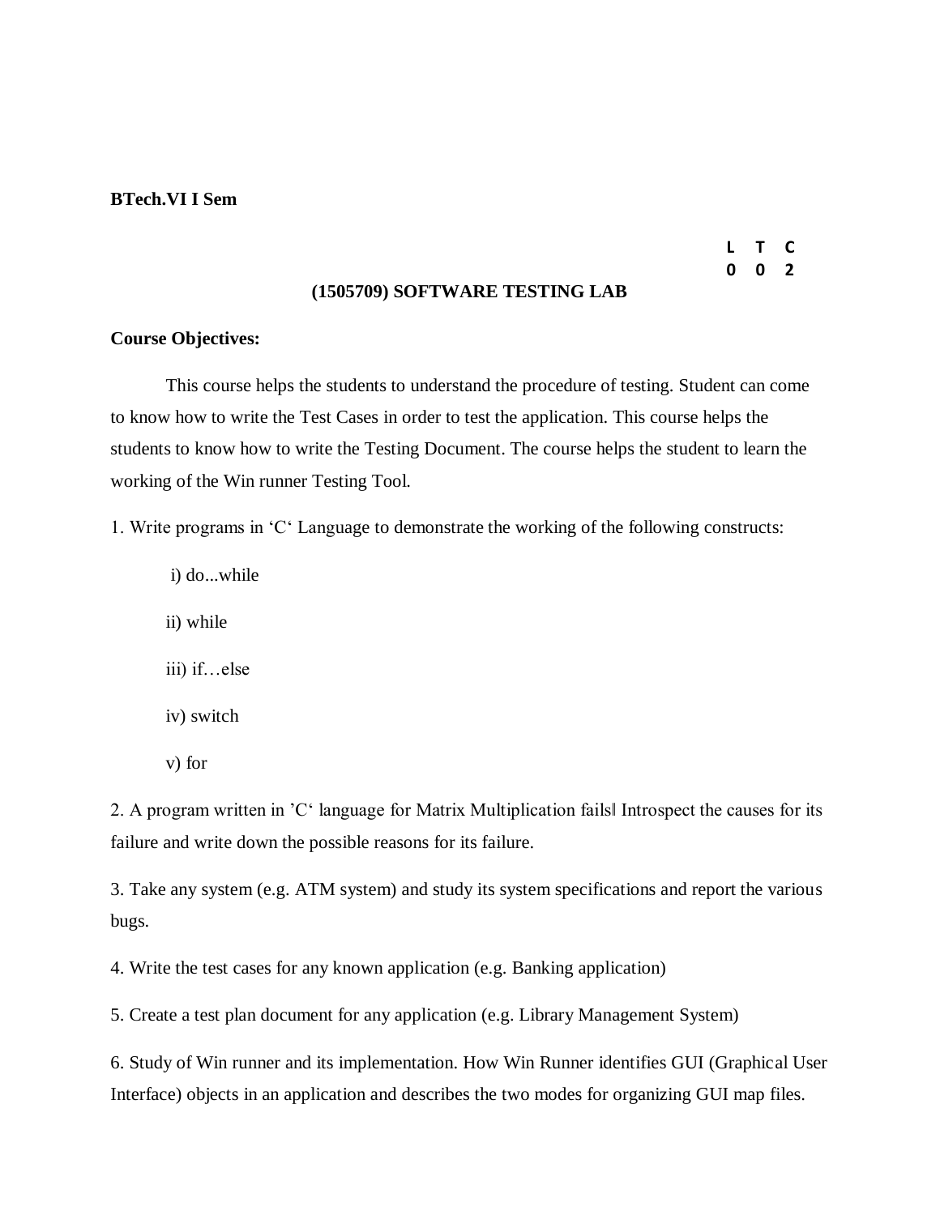**BTech.VI I Sem**

| L | T | C |
|---|---|---|
| 0 | 0 | 2 |

## (1505709) SOFTWARE TESTING LAB

**Course Objectives:**

This course helps the students to understand the procedure of testing. Student can come to know how to write the Test Cases in order to test the application. This course helps the students to know how to write the Testing Document. The course helps the student to learn the working of the Win runner Testing Tool.

1. Write programs in 'C' Language to demonstrate the working of the following constructs:

   i) do...while

   ii) while

   iii) if…else

   iv) switch

   v) for

2. A program written in 'C' language for Matrix Multiplication fails‖ Introspect the causes for its failure and write down the possible reasons for its failure.

3. Take any system (e.g. ATM system) and study its system specifications and report the various bugs.

4. Write the test cases for any known application (e.g. Banking application)

5. Create a test plan document for any application (e.g. Library Management System)

6. Study of Win runner and its implementation. How Win Runner identifies GUI (Graphical User Interface) objects in an application and describes the two modes for organizing GUI map files.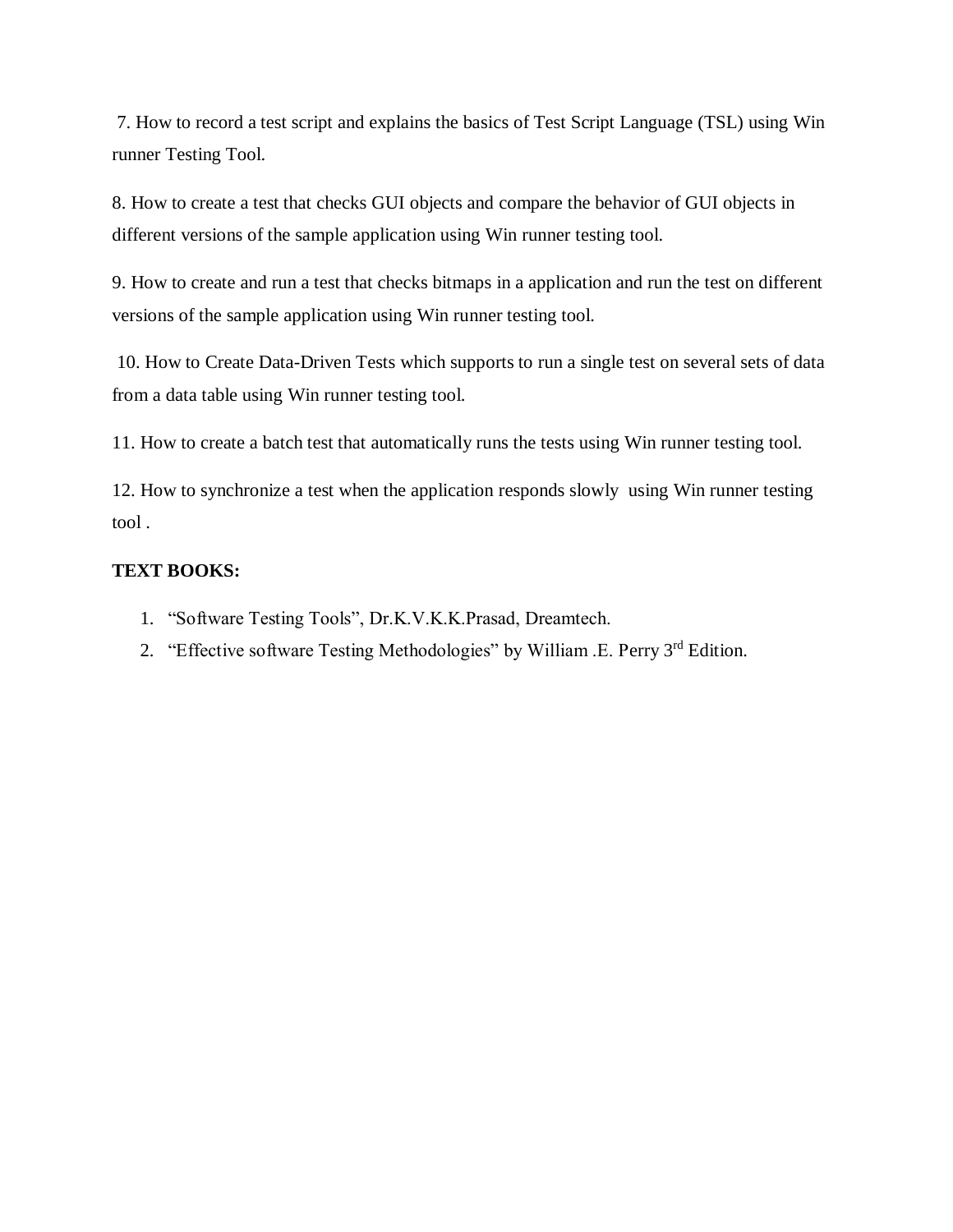7. How to record a test script and explains the basics of Test Script Language (TSL) using Win runner Testing Tool.

8. How to create a test that checks GUI objects and compare the behavior of GUI objects in different versions of the sample application using Win runner testing tool.

9. How to create and run a test that checks bitmaps in a application and run the test on different versions of the sample application using Win runner testing tool.

10. How to Create Data-Driven Tests which supports to run a single test on several sets of data from a data table using Win runner testing tool.

11. How to create a batch test that automatically runs the tests using Win runner testing tool.

12. How to synchronize a test when the application responds slowly using Win runner testing tool .

**TEXT BOOKS:**

1. "Software Testing Tools", Dr.K.V.K.K.Prasad, Dreamtech.
2. "Effective software Testing Methodologies" by William .E. Perry 3rd Edition.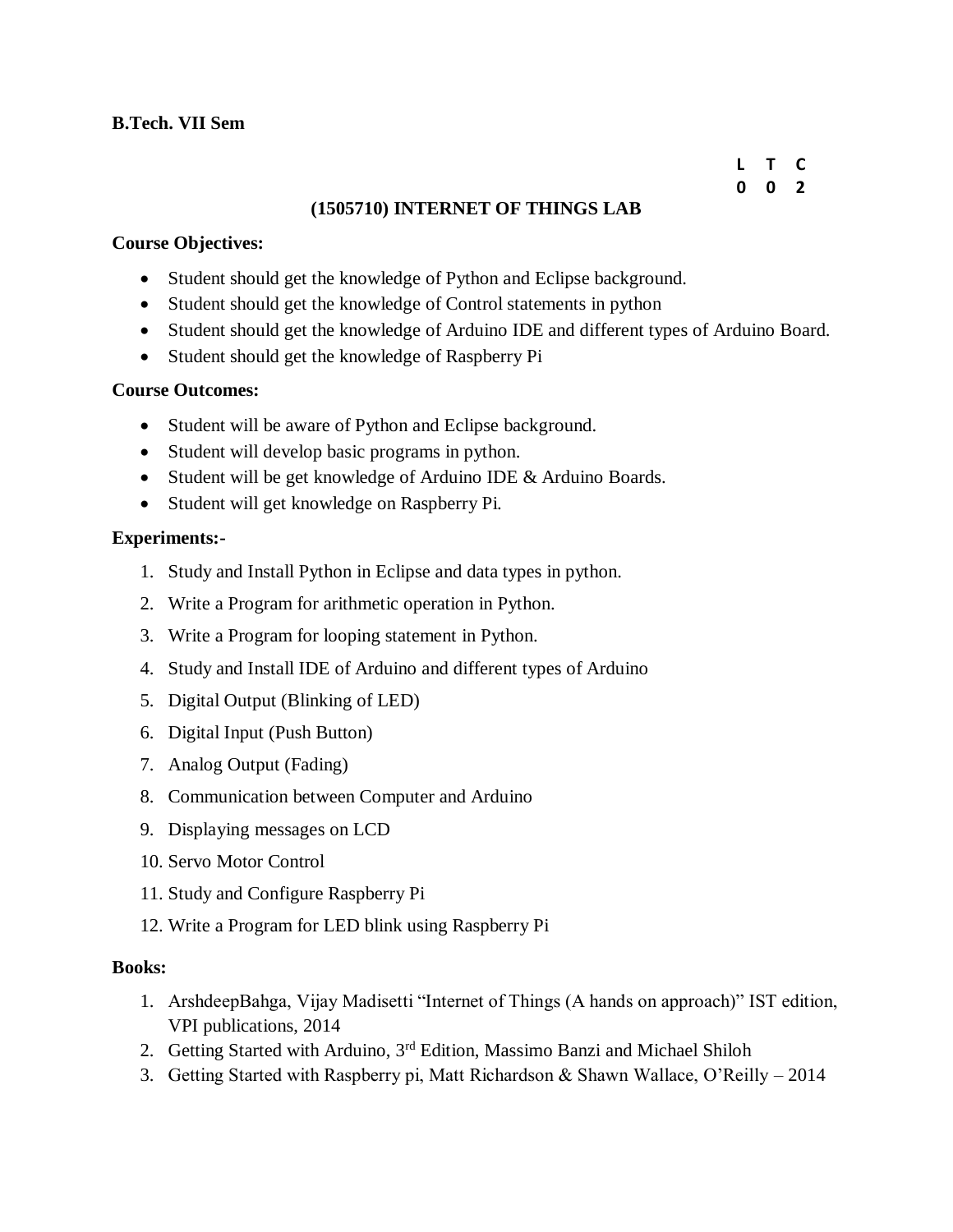**B.Tech. VII Sem**

| L | T | C |
|---|---|---|
| 0 | 0 | 2 |

## (1505710) INTERNET OF THINGS LAB

**Course Objectives:**

- Student should get the knowledge of Python and Eclipse background.
- Student should get the knowledge of Control statements in python
- Student should get the knowledge of Arduino IDE and different types of Arduino Board.
- Student should get the knowledge of Raspberry Pi

**Course Outcomes:**

- Student will be aware of Python and Eclipse background.
- Student will develop basic programs in python.
- Student will be get knowledge of Arduino IDE & Arduino Boards.
- Student will get knowledge on Raspberry Pi.

**Experiments:-**

1. Study and Install Python in Eclipse and data types in python.
2. Write a Program for arithmetic operation in Python.
3. Write a Program for looping statement in Python.
4. Study and Install IDE of Arduino and different types of Arduino
5. Digital Output (Blinking of LED)
6. Digital Input (Push Button)
7. Analog Output (Fading)
8. Communication between Computer and Arduino
9. Displaying messages on LCD
10. Servo Motor Control
11. Study and Configure Raspberry Pi
12. Write a Program for LED blink using Raspberry Pi

**Books:**

1. ArshdeepBahga, Vijay Madisetti "Internet of Things (A hands on approach)" IST edition, VPI publications, 2014
2. Getting Started with Arduino, 3rd Edition, Massimo Banzi and Michael Shiloh
3. Getting Started with Raspberry pi, Matt Richardson & Shawn Wallace, O'Reilly – 2014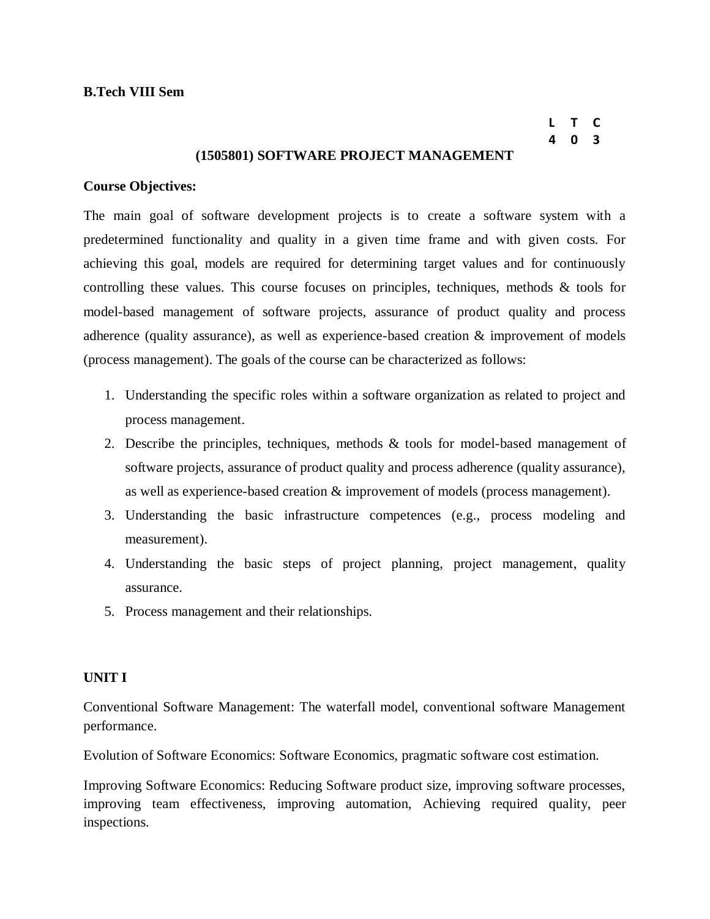**B.Tech VIII Sem**

| L | T | C |
|---|---|---|
| 4 | 0 | 3 |

## (1505801) SOFTWARE PROJECT MANAGEMENT

**Course Objectives:**

The main goal of software development projects is to create a software system with a predetermined functionality and quality in a given time frame and with given costs. For achieving this goal, models are required for determining target values and for continuously controlling these values. This course focuses on principles, techniques, methods & tools for model-based management of software projects, assurance of product quality and process adherence (quality assurance), as well as experience-based creation & improvement of models (process management). The goals of the course can be characterized as follows:

1. Understanding the specific roles within a software organization as related to project and process management.
2. Describe the principles, techniques, methods & tools for model-based management of software projects, assurance of product quality and process adherence (quality assurance), as well as experience-based creation & improvement of models (process management).
3. Understanding the basic infrastructure competences (e.g., process modeling and measurement).
4. Understanding the basic steps of project planning, project management, quality assurance.
5. Process management and their relationships.

**UNIT I**

Conventional Software Management: The waterfall model, conventional software Management performance.

Evolution of Software Economics: Software Economics, pragmatic software cost estimation.

Improving Software Economics: Reducing Software product size, improving software processes, improving team effectiveness, improving automation, Achieving required quality, peer inspections.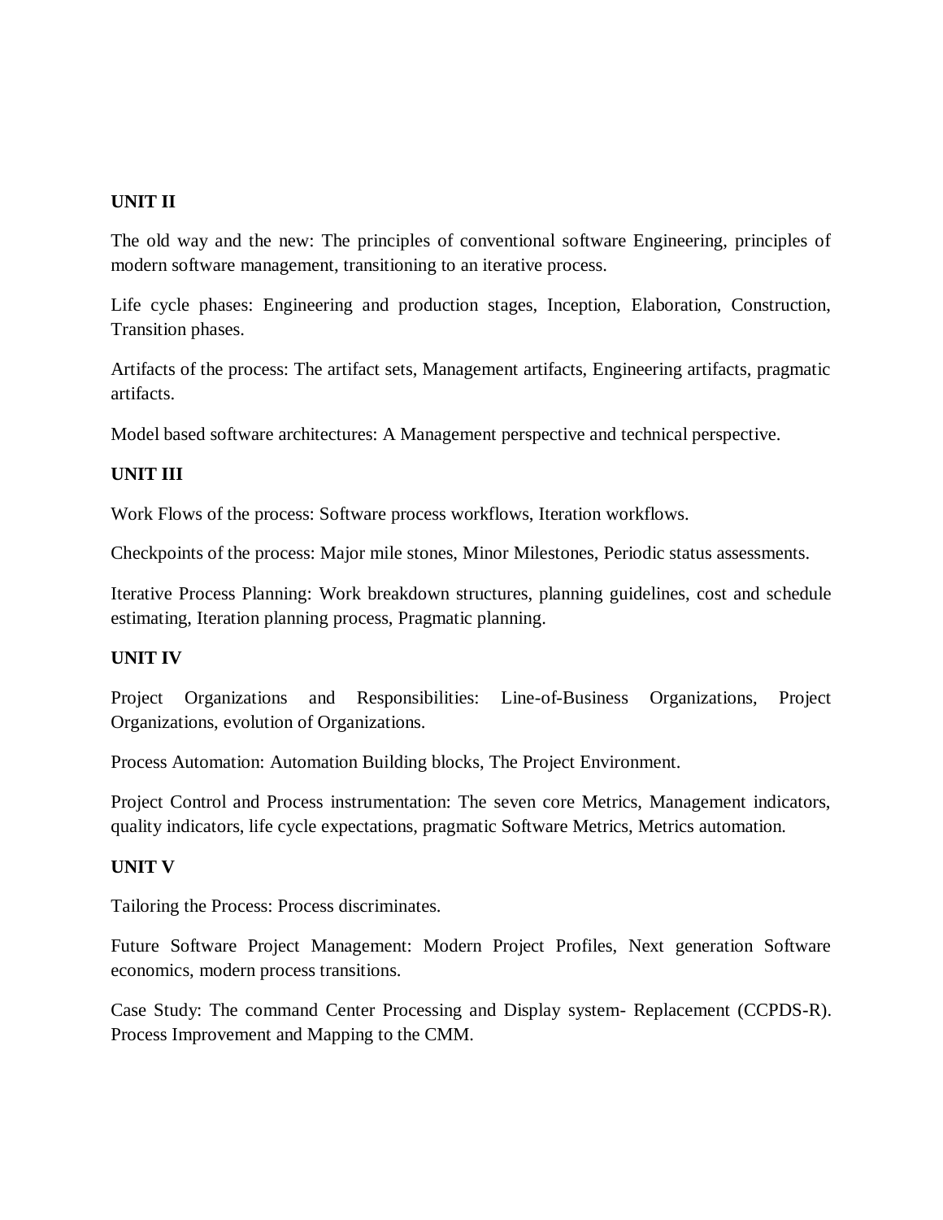**UNIT II**

The old way and the new: The principles of conventional software Engineering, principles of modern software management, transitioning to an iterative process.

Life cycle phases: Engineering and production stages, Inception, Elaboration, Construction, Transition phases.

Artifacts of the process: The artifact sets, Management artifacts, Engineering artifacts, pragmatic artifacts.

Model based software architectures: A Management perspective and technical perspective.

**UNIT III**

Work Flows of the process: Software process workflows, Iteration workflows.

Checkpoints of the process: Major mile stones, Minor Milestones, Periodic status assessments.

Iterative Process Planning: Work breakdown structures, planning guidelines, cost and schedule estimating, Iteration planning process, Pragmatic planning.

**UNIT IV**

Project Organizations and Responsibilities: Line-of-Business Organizations, Project Organizations, evolution of Organizations.

Process Automation: Automation Building blocks, The Project Environment.

Project Control and Process instrumentation: The seven core Metrics, Management indicators, quality indicators, life cycle expectations, pragmatic Software Metrics, Metrics automation.

**UNIT V**

Tailoring the Process: Process discriminates.

Future Software Project Management: Modern Project Profiles, Next generation Software economics, modern process transitions.

Case Study: The command Center Processing and Display system- Replacement (CCPDS-R). Process Improvement and Mapping to the CMM.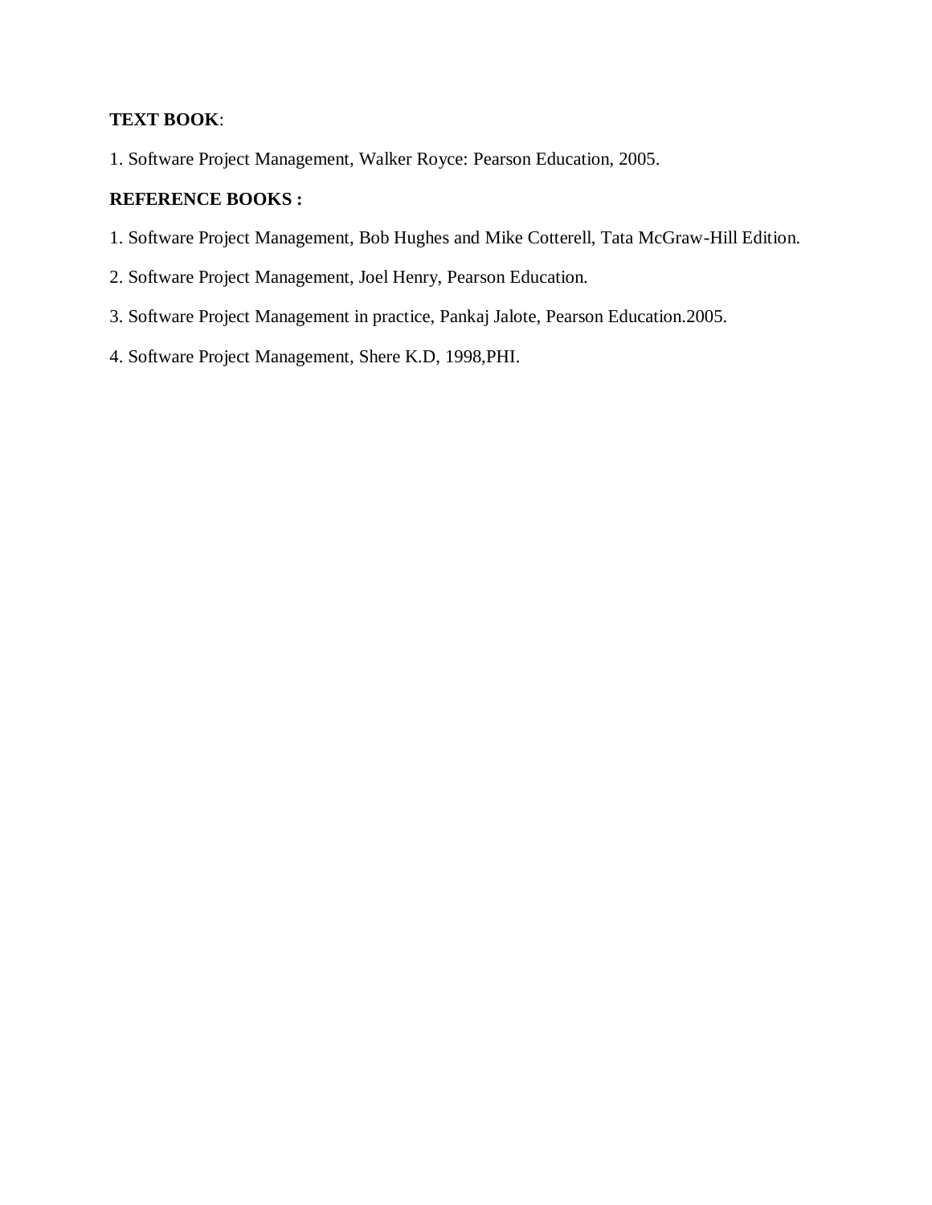**TEXT BOOK**:

1. Software Project Management, Walker Royce: Pearson Education, 2005.

**REFERENCE BOOKS :**

1. Software Project Management, Bob Hughes and Mike Cotterell, Tata McGraw-Hill Edition.
2. Software Project Management, Joel Henry, Pearson Education.
3. Software Project Management in practice, Pankaj Jalote, Pearson Education.2005.
4. Software Project Management, Shere K.D, 1998,PHI.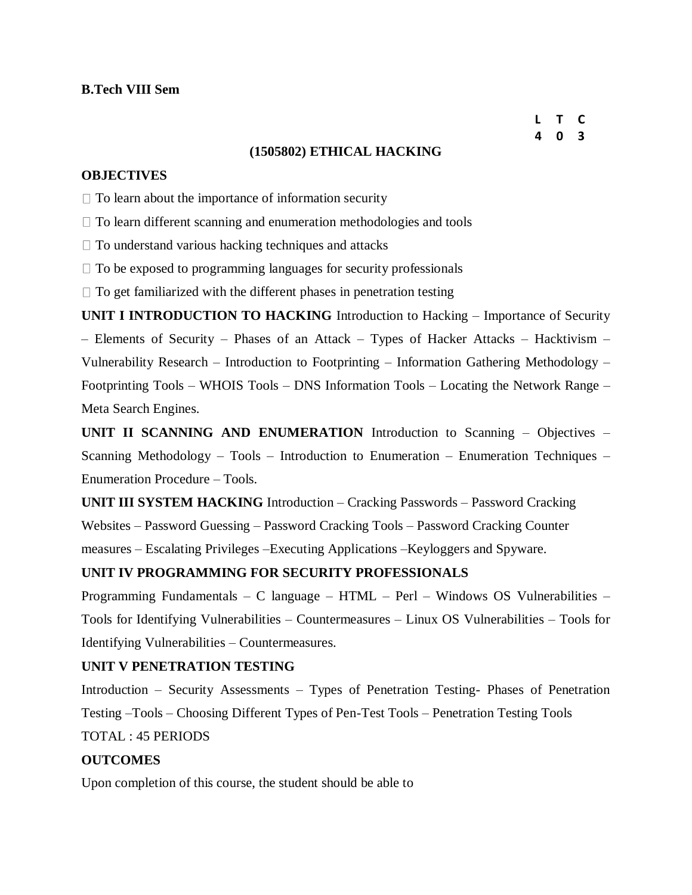**B.Tech VIII Sem**

| L | T | C |
|---|---|---|
| 4 | 0 | 3 |

## (1505802) ETHICAL HACKING

**OBJECTIVES**

- To learn about the importance of information security
- To learn different scanning and enumeration methodologies and tools
- To understand various hacking techniques and attacks
- To be exposed to programming languages for security professionals
- To get familiarized with the different phases in penetration testing

**UNIT I INTRODUCTION TO HACKING** Introduction to Hacking – Importance of Security – Elements of Security – Phases of an Attack – Types of Hacker Attacks – Hacktivism – Vulnerability Research – Introduction to Footprinting – Information Gathering Methodology – Footprinting Tools – WHOIS Tools – DNS Information Tools – Locating the Network Range – Meta Search Engines.

**UNIT II SCANNING AND ENUMERATION** Introduction to Scanning – Objectives – Scanning Methodology – Tools – Introduction to Enumeration – Enumeration Techniques – Enumeration Procedure – Tools.

**UNIT III SYSTEM HACKING** Introduction – Cracking Passwords – Password Cracking Websites – Password Guessing – Password Cracking Tools – Password Cracking Counter measures – Escalating Privileges –Executing Applications –Keyloggers and Spyware.

**UNIT IV PROGRAMMING FOR SECURITY PROFESSIONALS**

Programming Fundamentals – C language – HTML – Perl – Windows OS Vulnerabilities – Tools for Identifying Vulnerabilities – Countermeasures – Linux OS Vulnerabilities – Tools for Identifying Vulnerabilities – Countermeasures.

**UNIT V PENETRATION TESTING**

Introduction – Security Assessments – Types of Penetration Testing- Phases of Penetration Testing –Tools – Choosing Different Types of Pen-Test Tools – Penetration Testing Tools

TOTAL : 45 PERIODS

**OUTCOMES**

Upon completion of this course, the student should be able to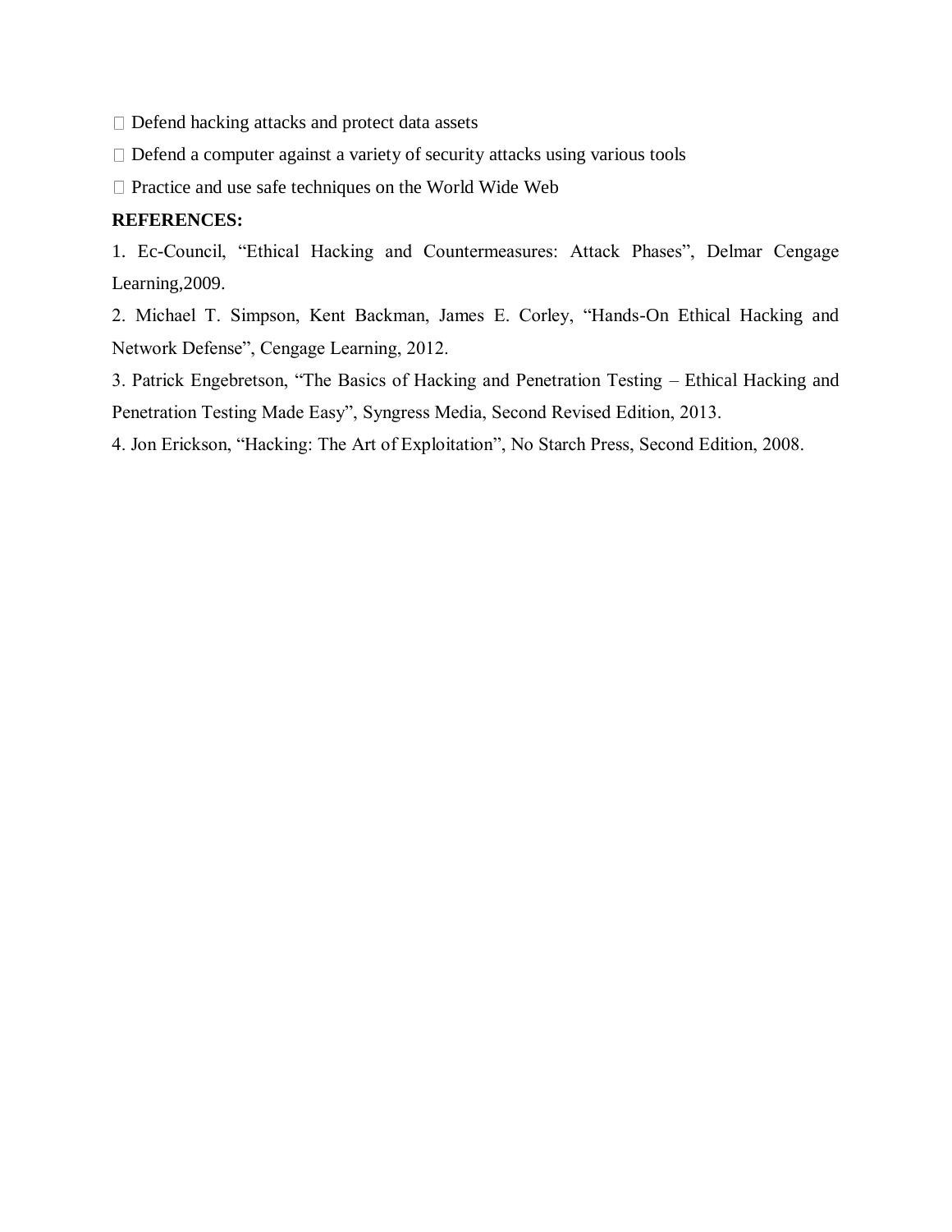- Defend hacking attacks and protect data assets
- Defend a computer against a variety of security attacks using various tools
- Practice and use safe techniques on the World Wide Web

**REFERENCES:**

1. Ec-Council, “Ethical Hacking and Countermeasures: Attack Phases”, Delmar Cengage Learning,2009.
2. Michael T. Simpson, Kent Backman, James E. Corley, “Hands-On Ethical Hacking and Network Defense”, Cengage Learning, 2012.
3. Patrick Engebretson, “The Basics of Hacking and Penetration Testing – Ethical Hacking and Penetration Testing Made Easy”, Syngress Media, Second Revised Edition, 2013.
4. Jon Erickson, “Hacking: The Art of Exploitation”, No Starch Press, Second Edition, 2008.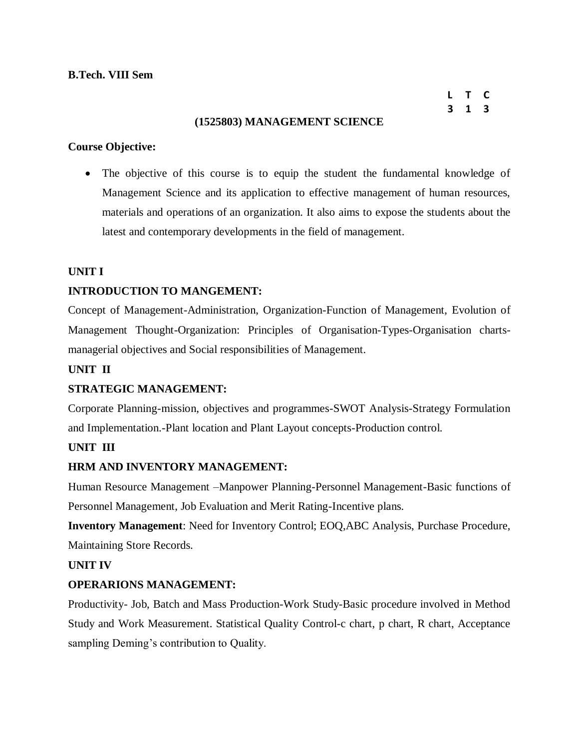**B.Tech. VIII Sem**

| L | T | C |
|---|---|---|
| 3 | 1 | 3 |

## (1525803) MANAGEMENT SCIENCE

**Course Objective:**

- The objective of this course is to equip the student the fundamental knowledge of Management Science and its application to effective management of human resources, materials and operations of an organization. It also aims to expose the students about the latest and contemporary developments in the field of management.

**UNIT I**

**INTRODUCTION TO MANGEMENT:**

Concept of Management-Administration, Organization-Function of Management, Evolution of Management Thought-Organization: Principles of Organisation-Types-Organisation charts-managerial objectives and Social responsibilities of Management.

**UNIT II**

**STRATEGIC MANAGEMENT:**

Corporate Planning-mission, objectives and programmes-SWOT Analysis-Strategy Formulation and Implementation.-Plant location and Plant Layout concepts-Production control.

**UNIT III**

**HRM AND INVENTORY MANAGEMENT:**

Human Resource Management –Manpower Planning-Personnel Management-Basic functions of Personnel Management, Job Evaluation and Merit Rating-Incentive plans.

**Inventory Management**: Need for Inventory Control; EOQ,ABC Analysis, Purchase Procedure, Maintaining Store Records.

**UNIT IV**

**OPERARIONS MANAGEMENT:**

Productivity- Job, Batch and Mass Production-Work Study-Basic procedure involved in Method Study and Work Measurement. Statistical Quality Control-c chart, p chart, R chart, Acceptance sampling Deming's contribution to Quality.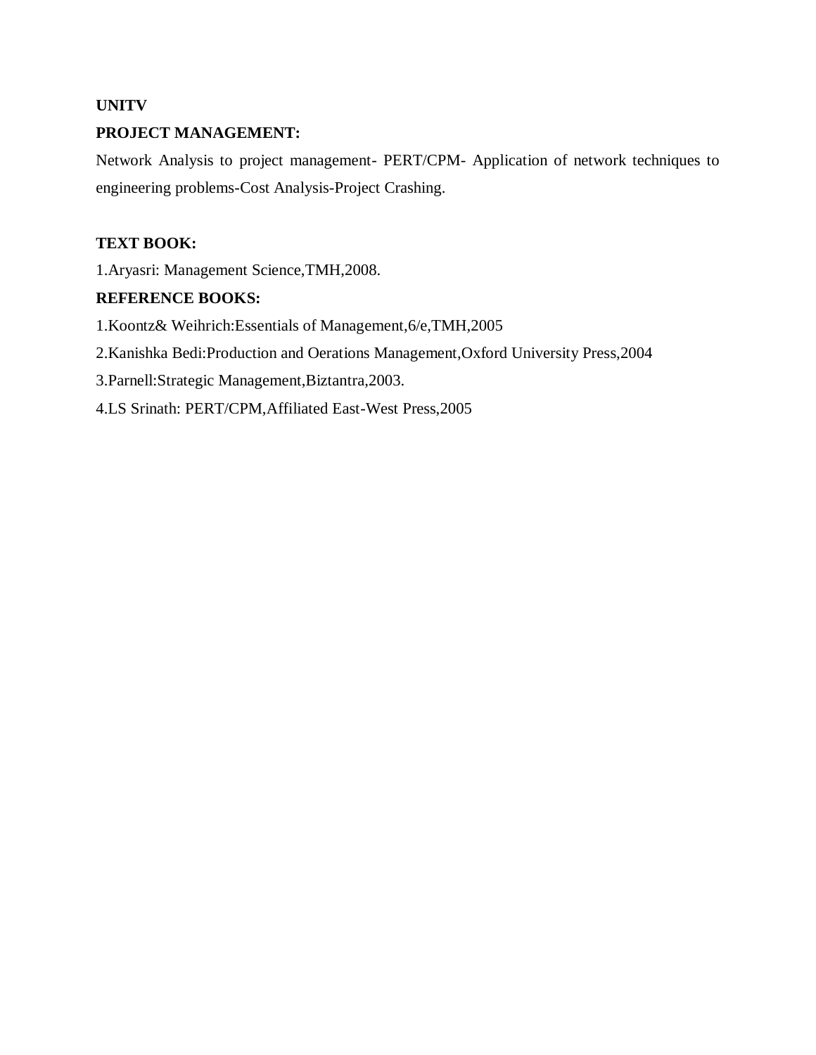**UNITV**

**PROJECT MANAGEMENT:**

Network Analysis to project management- PERT/CPM- Application of network techniques to engineering problems-Cost Analysis-Project Crashing.

**TEXT BOOK:**

1.Aryasri: Management Science,TMH,2008.

**REFERENCE BOOKS:**

1.Koontz& Weihrich:Essentials of Management,6/e,TMH,2005

2.Kanishka Bedi:Production and Oerations Management,Oxford University Press,2004

3.Parnell:Strategic Management,Biztantra,2003.

4.LS Srinath: PERT/CPM,Affiliated East-West Press,2005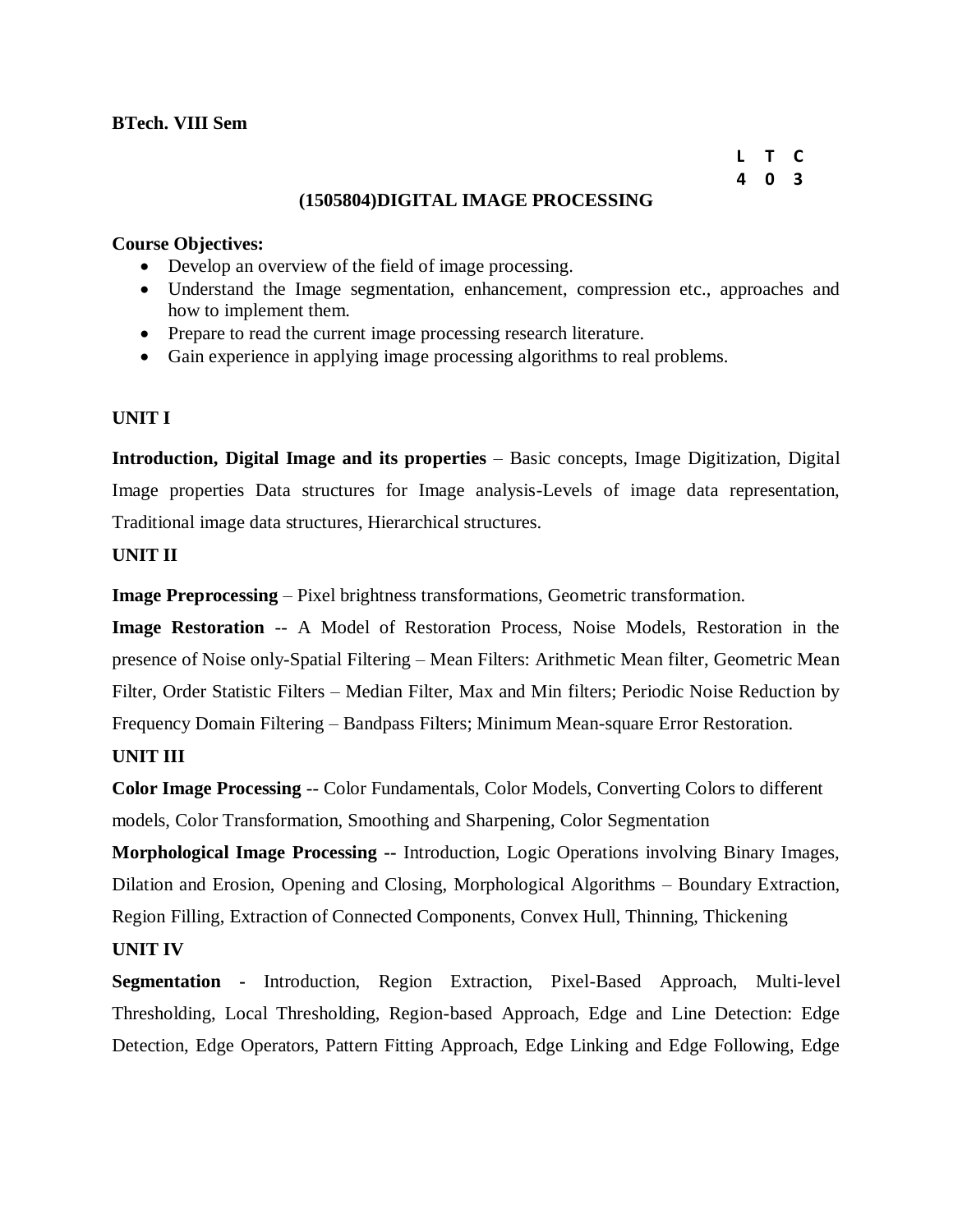**BTech. VIII Sem**

| L | T | C |
|---|---|---|
| 4 | 0 | 3 |

## (1505804)DIGITAL IMAGE PROCESSING

**Course Objectives:**

- Develop an overview of the field of image processing.
- Understand the Image segmentation, enhancement, compression etc., approaches and how to implement them.
- Prepare to read the current image processing research literature.
- Gain experience in applying image processing algorithms to real problems.

### UNIT I

**Introduction, Digital Image and its properties** – Basic concepts, Image Digitization, Digital Image properties Data structures for Image analysis-Levels of image data representation, Traditional image data structures, Hierarchical structures.

### UNIT II

**Image Preprocessing** – Pixel brightness transformations, Geometric transformation.

**Image Restoration** -- A Model of Restoration Process, Noise Models, Restoration in the presence of Noise only-Spatial Filtering – Mean Filters: Arithmetic Mean filter, Geometric Mean Filter, Order Statistic Filters – Median Filter, Max and Min filters; Periodic Noise Reduction by Frequency Domain Filtering – Bandpass Filters; Minimum Mean-square Error Restoration.

### UNIT III

**Color Image Processing** -- Color Fundamentals, Color Models, Converting Colors to different models, Color Transformation, Smoothing and Sharpening, Color Segmentation

**Morphological Image Processing --** Introduction, Logic Operations involving Binary Images, Dilation and Erosion, Opening and Closing, Morphological Algorithms – Boundary Extraction, Region Filling, Extraction of Connected Components, Convex Hull, Thinning, Thickening

### UNIT IV

**Segmentation -** Introduction, Region Extraction, Pixel-Based Approach, Multi-level Thresholding, Local Thresholding, Region-based Approach, Edge and Line Detection: Edge Detection, Edge Operators, Pattern Fitting Approach, Edge Linking and Edge Following, Edge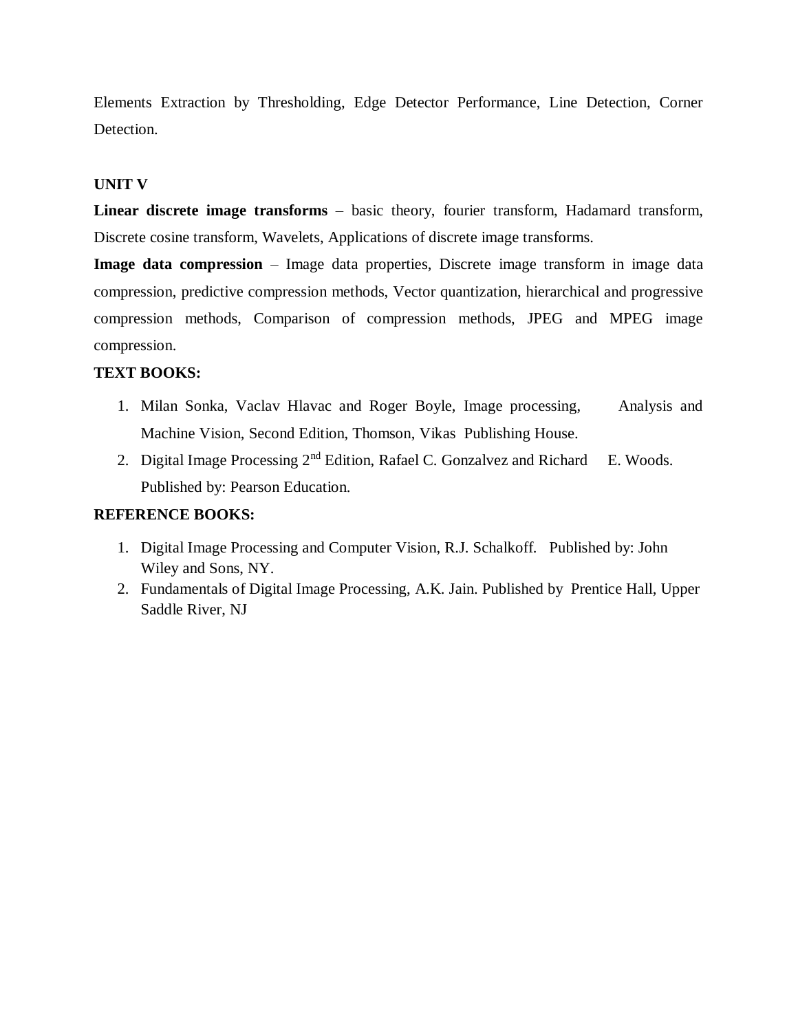Elements Extraction by Thresholding, Edge Detector Performance, Line Detection, Corner Detection.

**UNIT V**

**Linear discrete image transforms** – basic theory, fourier transform, Hadamard transform, Discrete cosine transform, Wavelets, Applications of discrete image transforms.

**Image data compression** – Image data properties, Discrete image transform in image data compression, predictive compression methods, Vector quantization, hierarchical and progressive compression methods, Comparison of compression methods, JPEG and MPEG image compression.

**TEXT BOOKS:**

1. Milan Sonka, Vaclav Hlavac and Roger Boyle, Image processing, Analysis and Machine Vision, Second Edition, Thomson, Vikas Publishing House.
2. Digital Image Processing 2nd Edition, Rafael C. Gonzalvez and Richard E. Woods. Published by: Pearson Education.

**REFERENCE BOOKS:**

1. Digital Image Processing and Computer Vision, R.J. Schalkoff. Published by: John Wiley and Sons, NY.
2. Fundamentals of Digital Image Processing, A.K. Jain. Published by Prentice Hall, Upper Saddle River, NJ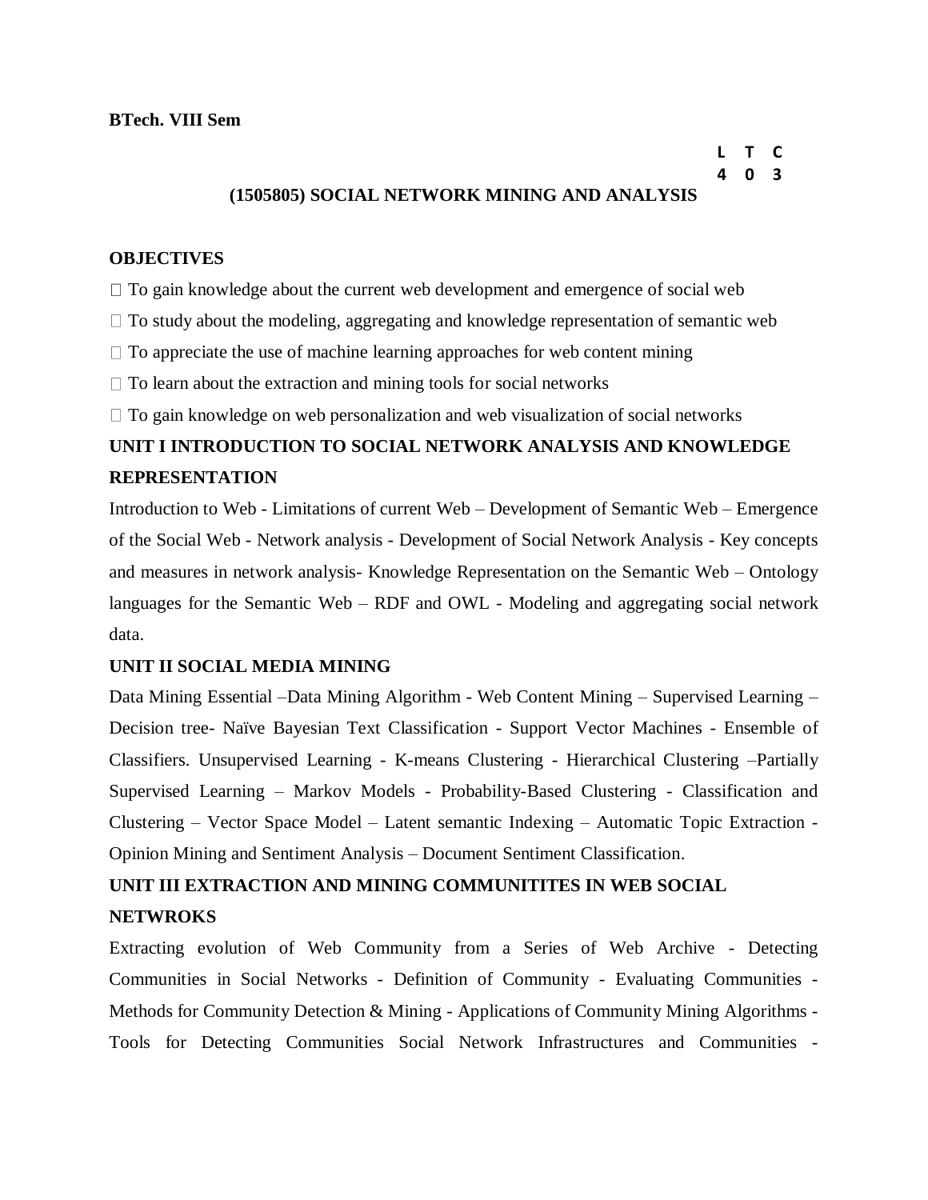**BTech. VIII Sem**

| L | T | C |
|---|---|---|
| 4 | 0 | 3 |

## (1505805) SOCIAL NETWORK MINING AND ANALYSIS

### OBJECTIVES

- To gain knowledge about the current web development and emergence of social web
- To study about the modeling, aggregating and knowledge representation of semantic web
- To appreciate the use of machine learning approaches for web content mining
- To learn about the extraction and mining tools for social networks
- To gain knowledge on web personalization and web visualization of social networks

### UNIT I INTRODUCTION TO SOCIAL NETWORK ANALYSIS AND KNOWLEDGE REPRESENTATION

Introduction to Web - Limitations of current Web – Development of Semantic Web – Emergence of the Social Web - Network analysis - Development of Social Network Analysis - Key concepts and measures in network analysis- Knowledge Representation on the Semantic Web – Ontology languages for the Semantic Web – RDF and OWL - Modeling and aggregating social network data.

### UNIT II SOCIAL MEDIA MINING

Data Mining Essential –Data Mining Algorithm - Web Content Mining – Supervised Learning – Decision tree- Naïve Bayesian Text Classification - Support Vector Machines - Ensemble of Classifiers. Unsupervised Learning - K-means Clustering - Hierarchical Clustering –Partially Supervised Learning – Markov Models - Probability-Based Clustering - Classification and Clustering – Vector Space Model – Latent semantic Indexing – Automatic Topic Extraction - Opinion Mining and Sentiment Analysis – Document Sentiment Classification.

### UNIT III EXTRACTION AND MINING COMMUNITITES IN WEB SOCIAL NETWROKS

Extracting evolution of Web Community from a Series of Web Archive - Detecting Communities in Social Networks - Definition of Community - Evaluating Communities - Methods for Community Detection & Mining - Applications of Community Mining Algorithms - Tools for Detecting Communities Social Network Infrastructures and Communities -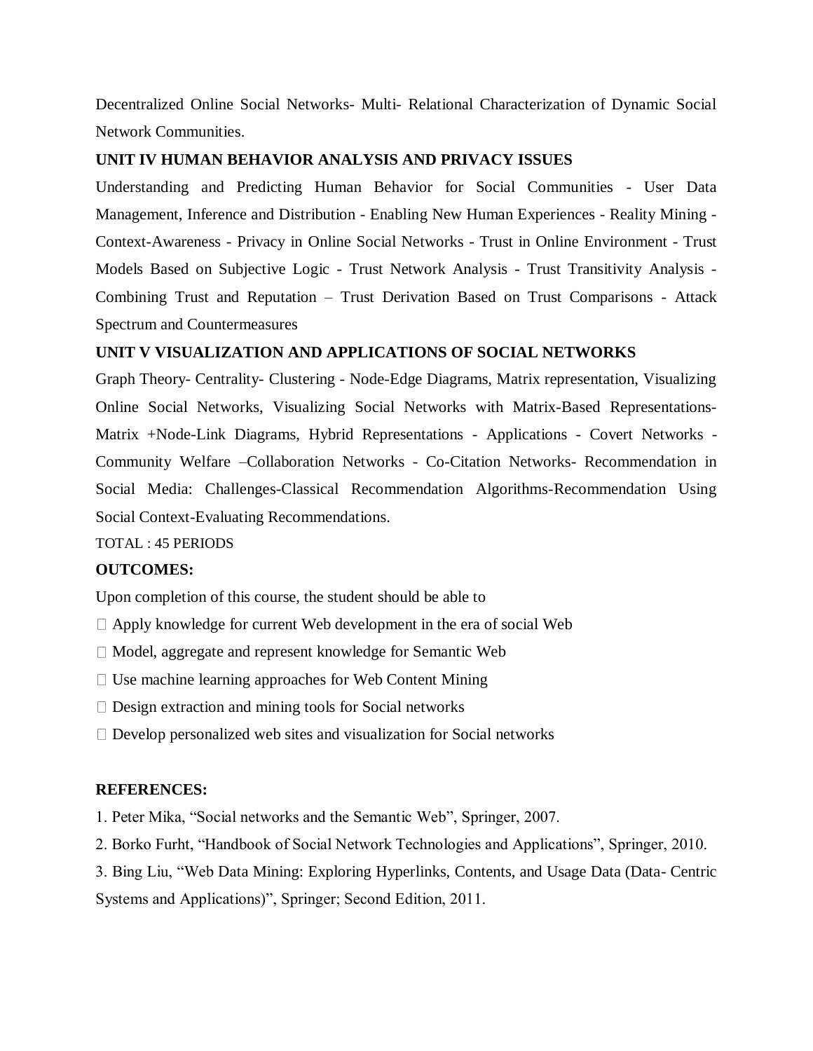Decentralized Online Social Networks- Multi- Relational Characterization of Dynamic Social Network Communities.

### UNIT IV HUMAN BEHAVIOR ANALYSIS AND PRIVACY ISSUES

Understanding and Predicting Human Behavior for Social Communities - User Data Management, Inference and Distribution - Enabling New Human Experiences - Reality Mining - Context-Awareness - Privacy in Online Social Networks - Trust in Online Environment - Trust Models Based on Subjective Logic - Trust Network Analysis - Trust Transitivity Analysis - Combining Trust and Reputation – Trust Derivation Based on Trust Comparisons - Attack Spectrum and Countermeasures

### UNIT V VISUALIZATION AND APPLICATIONS OF SOCIAL NETWORKS

Graph Theory- Centrality- Clustering - Node-Edge Diagrams, Matrix representation, Visualizing Online Social Networks, Visualizing Social Networks with Matrix-Based Representations- Matrix +Node-Link Diagrams, Hybrid Representations - Applications - Covert Networks - Community Welfare –Collaboration Networks - Co-Citation Networks- Recommendation in Social Media: Challenges-Classical Recommendation Algorithms-Recommendation Using Social Context-Evaluating Recommendations.

TOTAL : 45 PERIODS

### OUTCOMES:

Upon completion of this course, the student should be able to

- Apply knowledge for current Web development in the era of social Web
- Model, aggregate and represent knowledge for Semantic Web
- Use machine learning approaches for Web Content Mining
- Design extraction and mining tools for Social networks
- Develop personalized web sites and visualization for Social networks

### REFERENCES:

1. Peter Mika, "Social networks and the Semantic Web", Springer, 2007.
2. Borko Furht, "Handbook of Social Network Technologies and Applications", Springer, 2010.
3. Bing Liu, "Web Data Mining: Exploring Hyperlinks, Contents, and Usage Data (Data- Centric Systems and Applications)", Springer; Second Edition, 2011.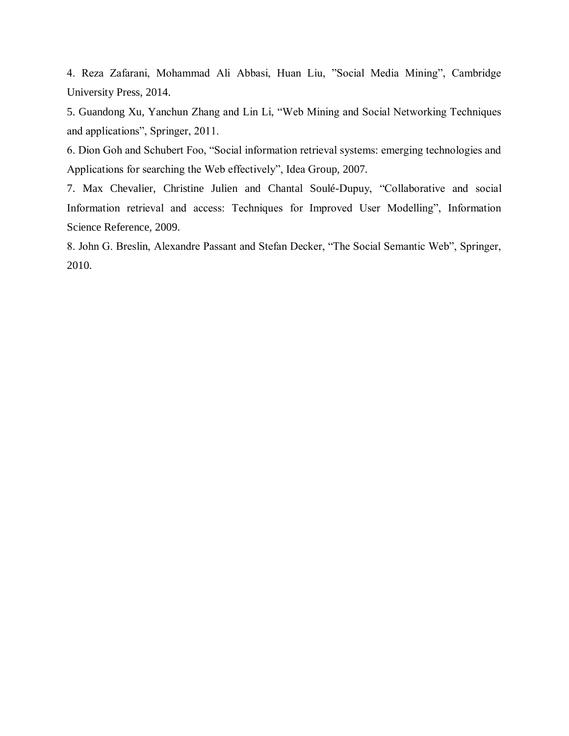4. Reza Zafarani, Mohammad Ali Abbasi, Huan Liu, ”Social Media Mining”, Cambridge University Press, 2014.

5. Guandong Xu, Yanchun Zhang and Lin Li, “Web Mining and Social Networking Techniques and applications”, Springer, 2011.

6. Dion Goh and Schubert Foo, “Social information retrieval systems: emerging technologies and Applications for searching the Web effectively”, Idea Group, 2007.

7. Max Chevalier, Christine Julien and Chantal Soulé-Dupuy, “Collaborative and social Information retrieval and access: Techniques for Improved User Modelling”, Information Science Reference, 2009.

8. John G. Breslin, Alexandre Passant and Stefan Decker, “The Social Semantic Web”, Springer, 2010.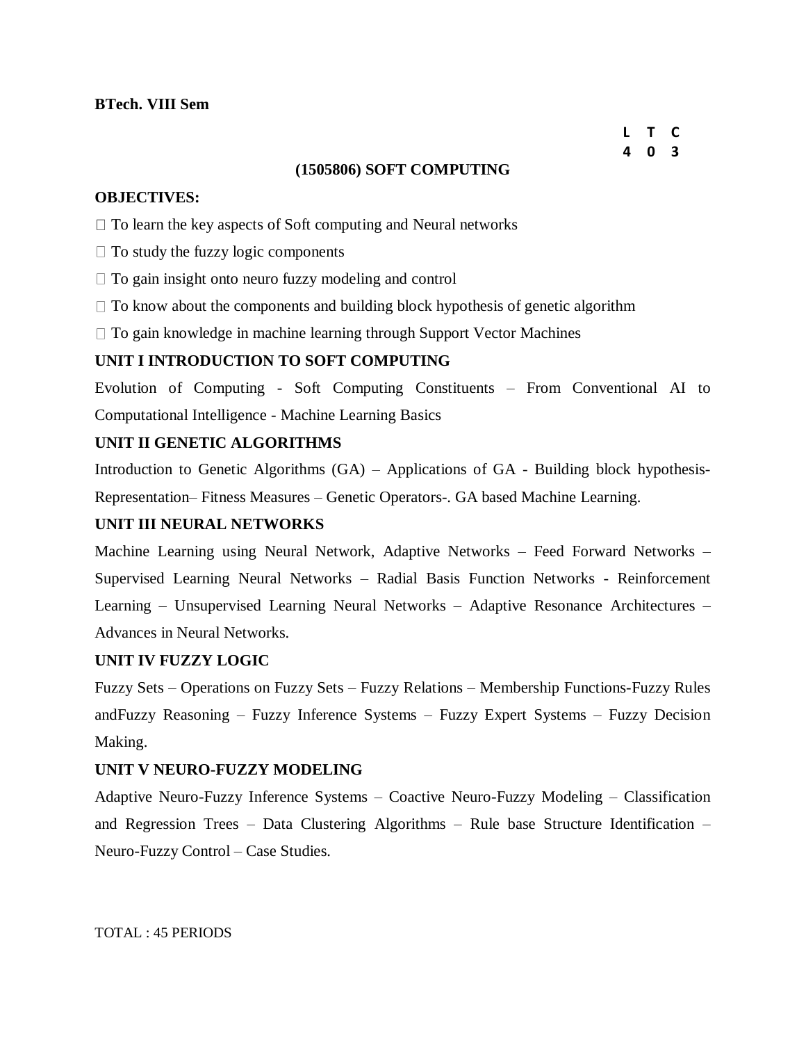**BTech. VIII Sem**

| L | T | C |
|---|---|---|
| 4 | 0 | 3 |

## (1505806) SOFT COMPUTING

**OBJECTIVES:**

- To learn the key aspects of Soft computing and Neural networks
- To study the fuzzy logic components
- To gain insight onto neuro fuzzy modeling and control
- To know about the components and building block hypothesis of genetic algorithm
- To gain knowledge in machine learning through Support Vector Machines

### UNIT I INTRODUCTION TO SOFT COMPUTING

Evolution of Computing - Soft Computing Constituents – From Conventional AI to Computational Intelligence - Machine Learning Basics

### UNIT II GENETIC ALGORITHMS

Introduction to Genetic Algorithms (GA) – Applications of GA - Building block hypothesis-Representation– Fitness Measures – Genetic Operators-. GA based Machine Learning.

### UNIT III NEURAL NETWORKS

Machine Learning using Neural Network, Adaptive Networks – Feed Forward Networks – Supervised Learning Neural Networks – Radial Basis Function Networks - Reinforcement Learning – Unsupervised Learning Neural Networks – Adaptive Resonance Architectures – Advances in Neural Networks.

### UNIT IV FUZZY LOGIC

Fuzzy Sets – Operations on Fuzzy Sets – Fuzzy Relations – Membership Functions-Fuzzy Rules andFuzzy Reasoning – Fuzzy Inference Systems – Fuzzy Expert Systems – Fuzzy Decision Making.

### UNIT V NEURO-FUZZY MODELING

Adaptive Neuro-Fuzzy Inference Systems – Coactive Neuro-Fuzzy Modeling – Classification and Regression Trees – Data Clustering Algorithms – Rule base Structure Identification – Neuro-Fuzzy Control – Case Studies.

TOTAL : 45 PERIODS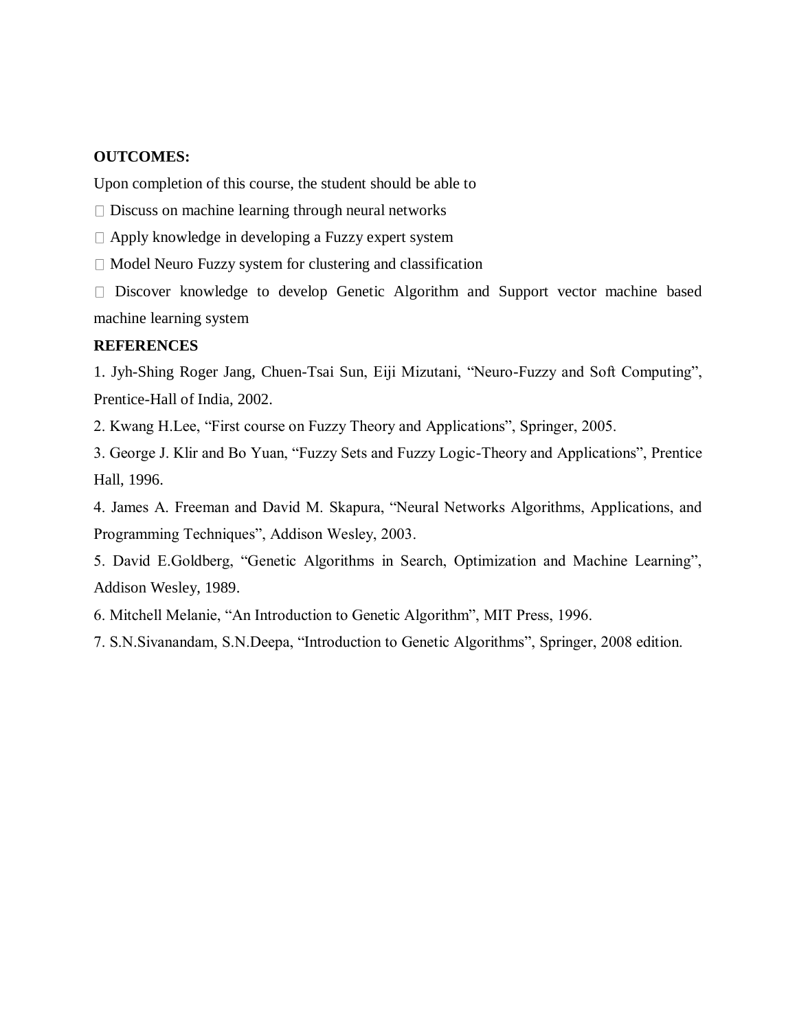**OUTCOMES:**

Upon completion of this course, the student should be able to

- Discuss on machine learning through neural networks
- Apply knowledge in developing a Fuzzy expert system
- Model Neuro Fuzzy system for clustering and classification
- Discover knowledge to develop Genetic Algorithm and Support vector machine based machine learning system

**REFERENCES**

1. Jyh-Shing Roger Jang, Chuen-Tsai Sun, Eiji Mizutani, “Neuro-Fuzzy and Soft Computing”, Prentice-Hall of India, 2002.
2. Kwang H.Lee, “First course on Fuzzy Theory and Applications”, Springer, 2005.
3. George J. Klir and Bo Yuan, “Fuzzy Sets and Fuzzy Logic-Theory and Applications”, Prentice Hall, 1996.
4. James A. Freeman and David M. Skapura, “Neural Networks Algorithms, Applications, and Programming Techniques”, Addison Wesley, 2003.
5. David E.Goldberg, “Genetic Algorithms in Search, Optimization and Machine Learning”, Addison Wesley, 1989.
6. Mitchell Melanie, “An Introduction to Genetic Algorithm”, MIT Press, 1996.
7. S.N.Sivanandam, S.N.Deepa, “Introduction to Genetic Algorithms”, Springer, 2008 edition.